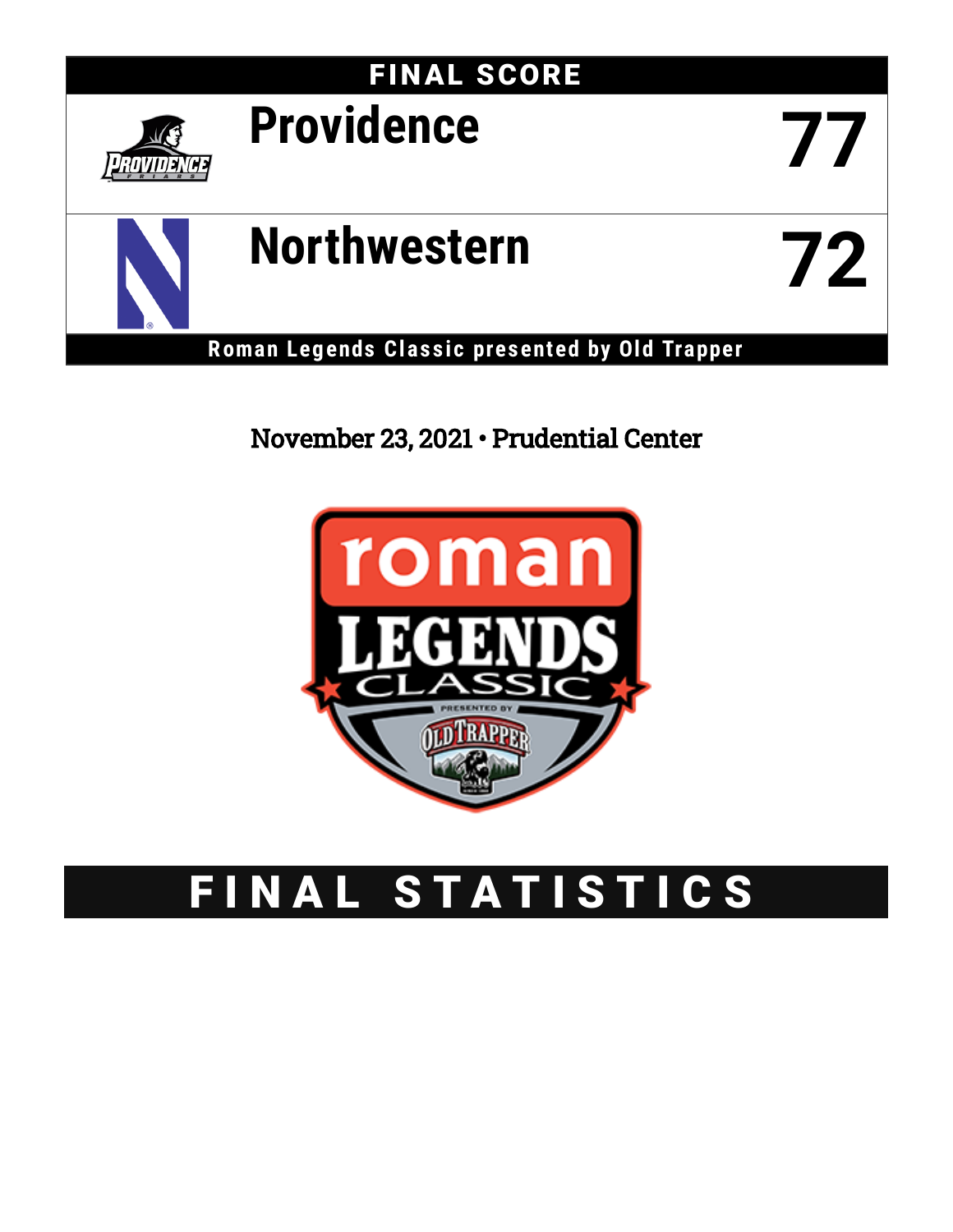# FINAL SCORE

| | |
|---|---|
| Providence | 77 |
| Northwestern | 72 |

**Roman Legends Classic presented by Old Trapper**

November 23, 2021 • Prudential Center

# FINAL STATISTICS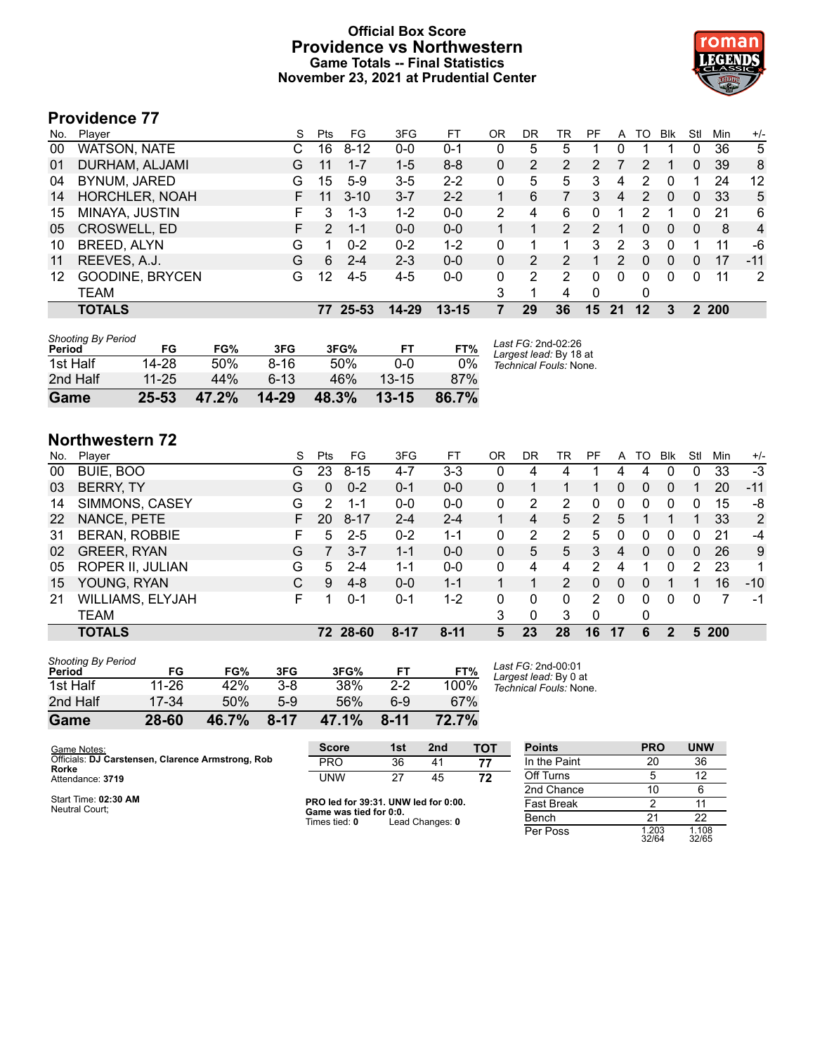# Official Box Score
# Providence vs Northwestern
### Game Totals -- Final Statistics
### November 23, 2021 at Prudential Center

## Providence 77

| No. | Player | S | Pts | FG | 3FG | FT | OR | DR | TR | PF | A | TO | Blk | Stl | Min | +/- |
|---|---|---|---|---|---|---|---|---|---|---|---|---|---|---|---|---|
| 00 | WATSON, NATE | C | 16 | 8-12 | 0-0 | 0-1 | 0 | 5 | 5 | 1 | 0 | 1 | 1 | 0 | 36 | 5 |
| 01 | DURHAM, ALJAMI | G | 11 | 1-7 | 1-5 | 8-8 | 0 | 2 | 2 | 2 | 7 | 2 | 1 | 0 | 39 | 8 |
| 04 | BYNUM, JARED | G | 15 | 5-9 | 3-5 | 2-2 | 0 | 5 | 5 | 3 | 4 | 2 | 0 | 1 | 24 | 12 |
| 14 | HORCHLER, NOAH | F | 11 | 3-10 | 3-7 | 2-2 | 1 | 6 | 7 | 3 | 4 | 2 | 0 | 0 | 33 | 5 |
| 15 | MINAYA, JUSTIN | F | 3 | 1-3 | 1-2 | 0-0 | 2 | 4 | 6 | 0 | 1 | 2 | 1 | 0 | 21 | 6 |
| 05 | CROSWELL, ED | F | 2 | 1-1 | 0-0 | 0-0 | 1 | 1 | 2 | 2 | 1 | 0 | 0 | 0 | 8 | 4 |
| 10 | BREED, ALYN | G | 1 | 0-2 | 0-2 | 1-2 | 0 | 1 | 1 | 3 | 2 | 3 | 0 | 1 | 11 | -6 |
| 11 | REEVES, A.J. | G | 6 | 2-4 | 2-3 | 0-0 | 0 | 2 | 2 | 1 | 2 | 0 | 0 | 0 | 17 | -11 |
| 12 | GOODINE, BRYCEN | G | 12 | 4-5 | 4-5 | 0-0 | 0 | 2 | 2 | 0 | 0 | 0 | 0 | 0 | 11 | 2 |
| | TEAM | | | | | | 3 | 1 | 4 | 0 | | 0 | | | | |
| | **TOTALS** | | **77** | **25-53** | **14-29** | **13-15** | **7** | **29** | **36** | **15** | **21** | **12** | **3** | **2** | **200** | |

*Shooting By Period*

| Period | FG | FG% | 3FG | 3FG% | FT | FT% |
|---|---|---|---|---|---|---|
| 1st Half | 14-28 | 50% | 8-16 | 50% | 0-0 | 0% |
| 2nd Half | 11-25 | 44% | 6-13 | 46% | 13-15 | 87% |
| **Game** | **25-53** | **47.2%** | **14-29** | **48.3%** | **13-15** | **86.7%** |

*Last FG:* 2nd-02:26
*Largest lead:* By 18 at
*Technical Fouls:* None.

## Northwestern 72

| No. | Player | S | Pts | FG | 3FG | FT | OR | DR | TR | PF | A | TO | Blk | Stl | Min | +/- |
|---|---|---|---|---|---|---|---|---|---|---|---|---|---|---|---|---|
| 00 | BUIE, BOO | G | 23 | 8-15 | 4-7 | 3-3 | 0 | 4 | 4 | 1 | 4 | 4 | 0 | 0 | 33 | -3 |
| 03 | BERRY, TY | G | 0 | 0-2 | 0-1 | 0-0 | 0 | 1 | 1 | 1 | 0 | 0 | 0 | 1 | 20 | -11 |
| 14 | SIMMONS, CASEY | G | 2 | 1-1 | 0-0 | 0-0 | 0 | 2 | 2 | 0 | 0 | 0 | 0 | 0 | 15 | -8 |
| 22 | NANCE, PETE | F | 20 | 8-17 | 2-4 | 2-4 | 1 | 4 | 5 | 2 | 5 | 1 | 1 | 1 | 33 | 2 |
| 31 | BERAN, ROBBIE | F | 5 | 2-5 | 0-2 | 1-1 | 0 | 2 | 2 | 5 | 0 | 0 | 0 | 0 | 21 | -4 |
| 02 | GREER, RYAN | G | 7 | 3-7 | 1-1 | 0-0 | 0 | 5 | 5 | 3 | 4 | 0 | 0 | 0 | 26 | 9 |
| 05 | ROPER II, JULIAN | G | 5 | 2-4 | 1-1 | 0-0 | 0 | 4 | 4 | 2 | 4 | 1 | 0 | 2 | 23 | 1 |
| 15 | YOUNG, RYAN | C | 9 | 4-8 | 0-0 | 1-1 | 1 | 1 | 2 | 0 | 0 | 0 | 1 | 1 | 16 | -10 |
| 21 | WILLIAMS, ELYJAH | F | 1 | 0-1 | 0-1 | 1-2 | 0 | 0 | 0 | 2 | 0 | 0 | 0 | 0 | 7 | -1 |
| | TEAM | | | | | | 3 | 0 | 3 | 0 | | 0 | | | | |
| | **TOTALS** | | **72** | **28-60** | **8-17** | **8-11** | **5** | **23** | **28** | **16** | **17** | **6** | **2** | **5** | **200** | |

*Shooting By Period*

| Period | FG | FG% | 3FG | 3FG% | FT | FT% |
|---|---|---|---|---|---|---|
| 1st Half | 11-26 | 42% | 3-8 | 38% | 2-2 | 100% |
| 2nd Half | 17-34 | 50% | 5-9 | 56% | 6-9 | 67% |
| **Game** | **28-60** | **46.7%** | **8-17** | **47.1%** | **8-11** | **72.7%** |

*Last FG:* 2nd-00:01
*Largest lead:* By 0 at
*Technical Fouls:* None.

Game Notes:
Officials: **DJ Carstensen, Clarence Armstrong, Rob Rorke**
Attendance: **3719**

Start Time: **02:30 AM**
Neutral Court;

| Score | 1st | 2nd | TOT |
|---|---|---|---|
| PRO | 36 | 41 | **77** |
| UNW | 27 | 45 | **72** |

**PRO led for 39:31. UNW led for 0:00.**
**Game was tied for 0:0.**
Times tied: **0** Lead Changes: **0**

| Points | PRO | UNW |
|---|---|---|
| In the Paint | 20 | 36 |
| Off Turns | 5 | 12 |
| 2nd Chance | 10 | 6 |
| Fast Break | 2 | 11 |
| Bench | 21 | 22 |
| Per Poss | 1.203 32/64 | 1.108 32/65 |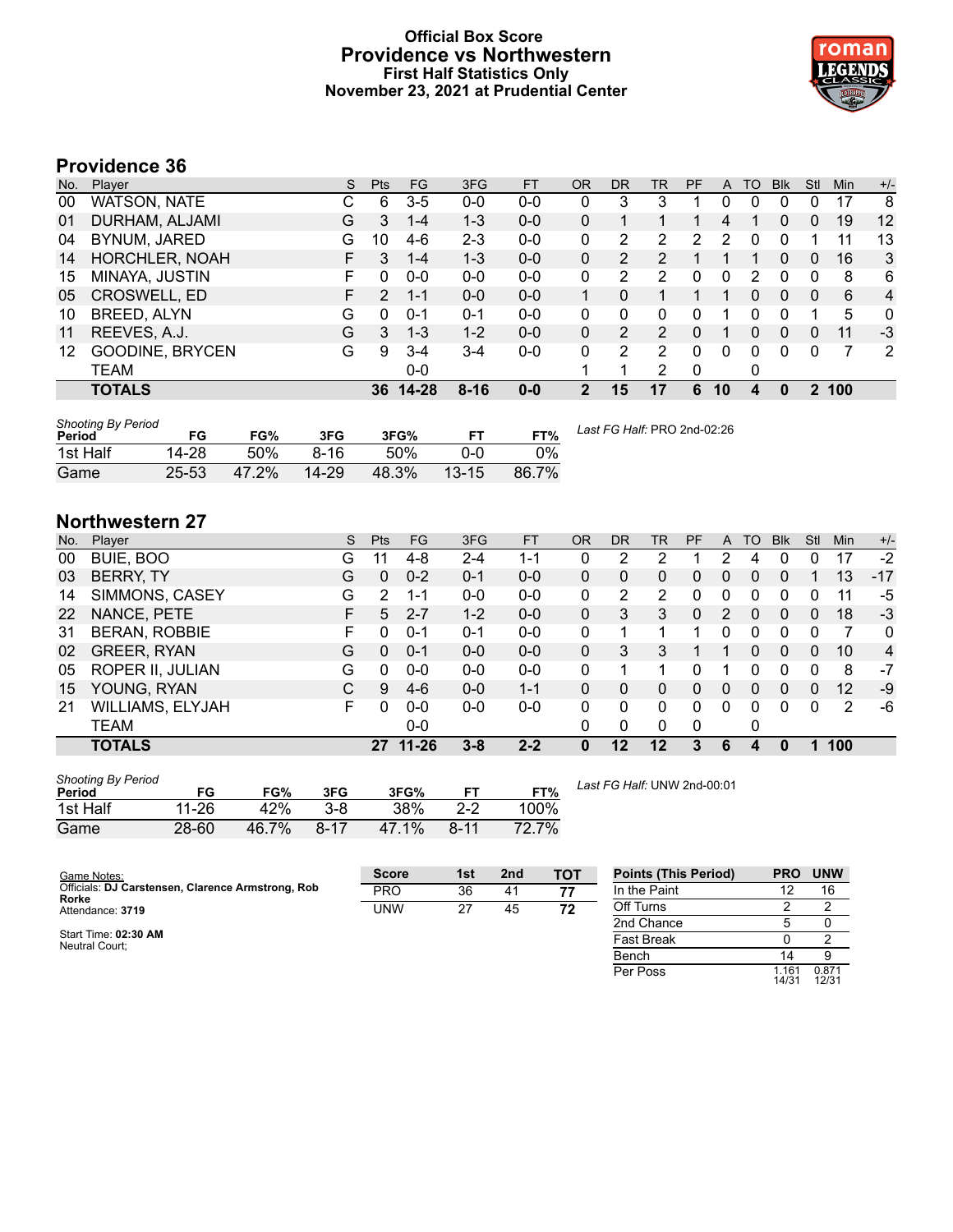# Official Box Score
## Providence vs Northwestern
### First Half Statistics Only
### November 23, 2021 at Prudential Center

## Providence 36

| No. | Player | S | Pts | FG | 3FG | FT | OR | DR | TR | PF | A | TO | Blk | Stl | Min | +/- |
|---|---|---|---|---|---|---|---|---|---|---|---|---|---|---|---|---|
| 00 | WATSON, NATE | C | 6 | 3-5 | 0-0 | 0-0 | 0 | 3 | 3 | 1 | 0 | 0 | 0 | 0 | 17 | 8 |
| 01 | DURHAM, ALJAMI | G | 3 | 1-4 | 1-3 | 0-0 | 0 | 1 | 1 | 1 | 4 | 1 | 0 | 0 | 19 | 12 |
| 04 | BYNUM, JARED | G | 10 | 4-6 | 2-3 | 0-0 | 0 | 2 | 2 | 2 | 2 | 0 | 0 | 1 | 11 | 13 |
| 14 | HORCHLER, NOAH | F | 3 | 1-4 | 1-3 | 0-0 | 0 | 2 | 2 | 1 | 1 | 1 | 0 | 0 | 16 | 3 |
| 15 | MINAYA, JUSTIN | F | 0 | 0-0 | 0-0 | 0-0 | 0 | 2 | 2 | 0 | 0 | 2 | 0 | 0 | 8 | 6 |
| 05 | CROSWELL, ED | F | 2 | 1-1 | 0-0 | 0-0 | 1 | 0 | 1 | 1 | 1 | 0 | 0 | 0 | 6 | 4 |
| 10 | BREED, ALYN | G | 0 | 0-1 | 0-1 | 0-0 | 0 | 0 | 0 | 0 | 1 | 0 | 0 | 1 | 5 | 0 |
| 11 | REEVES, A.J. | G | 3 | 1-3 | 1-2 | 0-0 | 0 | 2 | 2 | 0 | 1 | 0 | 0 | 0 | 11 | -3 |
| 12 | GOODINE, BRYCEN | G | 9 | 3-4 | 3-4 | 0-0 | 0 | 2 | 2 | 0 | 0 | 0 | 0 | 0 | 7 | 2 |
| | TEAM | | | 0-0 | | | 1 | 1 | 2 | 0 | | 0 | | | | |
| | **TOTALS** | | **36** | **14-28** | **8-16** | **0-0** | **2** | **15** | **17** | **6** | **10** | **4** | **0** | **2** | **100** | |

*Shooting By Period*

| Period | FG | FG% | 3FG | 3FG% | FT | FT% |
|---|---|---|---|---|---|---|
| 1st Half | 14-28 | 50% | 8-16 | 50% | 0-0 | 0% |
| Game | 25-53 | 47.2% | 14-29 | 48.3% | 13-15 | 86.7% |

*Last FG Half:* PRO 2nd-02:26

## Northwestern 27

| No. | Player | S | Pts | FG | 3FG | FT | OR | DR | TR | PF | A | TO | Blk | Stl | Min | +/- |
|---|---|---|---|---|---|---|---|---|---|---|---|---|---|---|---|---|
| 00 | BUIE, BOO | G | 11 | 4-8 | 2-4 | 1-1 | 0 | 2 | 2 | 1 | 2 | 4 | 0 | 0 | 17 | -2 |
| 03 | BERRY, TY | G | 0 | 0-2 | 0-1 | 0-0 | 0 | 0 | 0 | 0 | 0 | 0 | 0 | 1 | 13 | -17 |
| 14 | SIMMONS, CASEY | G | 2 | 1-1 | 0-0 | 0-0 | 0 | 2 | 2 | 0 | 0 | 0 | 0 | 0 | 11 | -5 |
| 22 | NANCE, PETE | F | 5 | 2-7 | 1-2 | 0-0 | 0 | 3 | 3 | 0 | 2 | 0 | 0 | 0 | 18 | -3 |
| 31 | BERAN, ROBBIE | F | 0 | 0-1 | 0-1 | 0-0 | 0 | 1 | 1 | 1 | 0 | 0 | 0 | 0 | 7 | 0 |
| 02 | GREER, RYAN | G | 0 | 0-1 | 0-0 | 0-0 | 0 | 3 | 3 | 1 | 1 | 0 | 0 | 0 | 10 | 4 |
| 05 | ROPER II, JULIAN | G | 0 | 0-0 | 0-0 | 0-0 | 0 | 1 | 1 | 0 | 1 | 0 | 0 | 0 | 8 | -7 |
| 15 | YOUNG, RYAN | C | 9 | 4-6 | 0-0 | 1-1 | 0 | 0 | 0 | 0 | 0 | 0 | 0 | 0 | 12 | -9 |
| 21 | WILLIAMS, ELYJAH | F | 0 | 0-0 | 0-0 | 0-0 | 0 | 0 | 0 | 0 | 0 | 0 | 0 | 0 | 2 | -6 |
| | TEAM | | | 0-0 | | | 0 | 0 | 0 | 0 | | 0 | | | | |
| | **TOTALS** | | **27** | **11-26** | **3-8** | **2-2** | **0** | **12** | **12** | **3** | **6** | **4** | **0** | **1** | **100** | |

*Shooting By Period*

| Period | FG | FG% | 3FG | 3FG% | FT | FT% |
|---|---|---|---|---|---|---|
| 1st Half | 11-26 | 42% | 3-8 | 38% | 2-2 | 100% |
| Game | 28-60 | 46.7% | 8-17 | 47.1% | 8-11 | 72.7% |

*Last FG Half:* UNW 2nd-00:01

Game Notes:
Officials: **DJ Carstensen, Clarence Armstrong, Rob Rorke**
Attendance: **3719**

Start Time: **02:30 AM**
Neutral Court;

| Score | 1st | 2nd | TOT |
|---|---|---|---|
| PRO | 36 | 41 | **77** |
| UNW | 27 | 45 | **72** |

| Points (This Period) | PRO | UNW |
|---|---|---|
| In the Paint | 12 | 16 |
| Off Turns | 2 | 2 |
| 2nd Chance | 5 | 0 |
| Fast Break | 0 | 2 |
| Bench | 14 | 9 |
| Per Poss | 1.161 14/31 | 0.871 12/31 |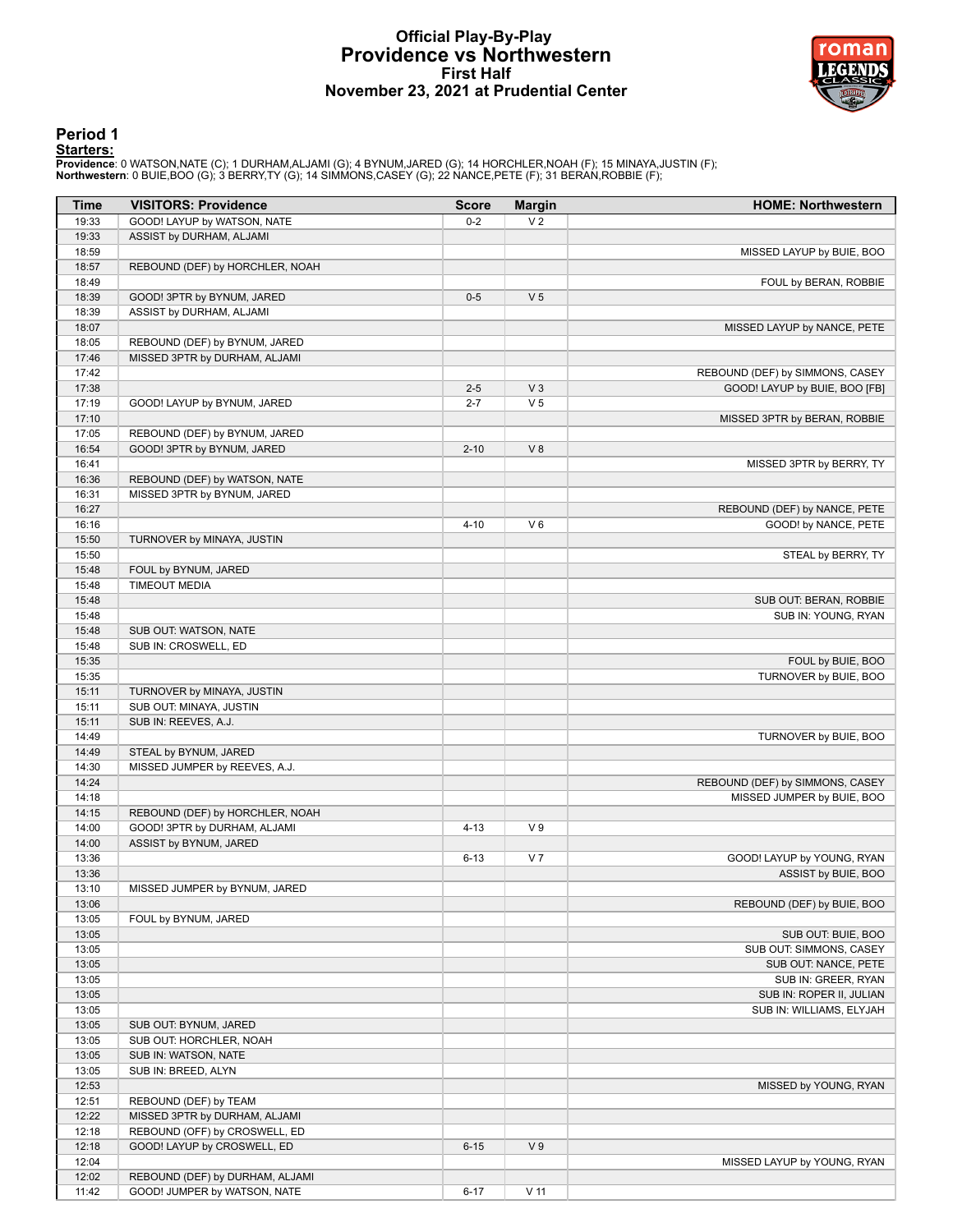# Official Play-By-Play
# Providence vs Northwestern
## First Half
## November 23, 2021 at Prudential Center

### Period 1

**Starters:**

**Providence**: 0 WATSON,NATE (C); 1 DURHAM,ALJAMI (G); 4 BYNUM,JARED (G); 14 HORCHLER,NOAH (F); 15 MINAYA,JUSTIN (F);
**Northwestern**: 0 BUIE,BOO (G); 3 BERRY,TY (G); 14 SIMMONS,CASEY (G); 22 NANCE,PETE (F); 31 BERAN,ROBBIE (F);

| Time | VISITORS: Providence | Score | Margin | HOME: Northwestern |
|---|---|---|---|---|
| 19:33 | GOOD! LAYUP by WATSON, NATE | 0-2 | V 2 | |
| 19:33 | ASSIST by DURHAM, ALJAMI | | | |
| 18:59 | | | | MISSED LAYUP by BUIE, BOO |
| 18:57 | REBOUND (DEF) by HORCHLER, NOAH | | | |
| 18:49 | | | | FOUL by BERAN, ROBBIE |
| 18:39 | GOOD! 3PTR by BYNUM, JARED | 0-5 | V 5 | |
| 18:39 | ASSIST by DURHAM, ALJAMI | | | |
| 18:07 | | | | MISSED LAYUP by NANCE, PETE |
| 18:05 | REBOUND (DEF) by BYNUM, JARED | | | |
| 17:46 | MISSED 3PTR by DURHAM, ALJAMI | | | |
| 17:42 | | | | REBOUND (DEF) by SIMMONS, CASEY |
| 17:38 | | 2-5 | V 3 | GOOD! LAYUP by BUIE, BOO [FB] |
| 17:19 | GOOD! LAYUP by BYNUM, JARED | 2-7 | V 5 | |
| 17:10 | | | | MISSED 3PTR by BERAN, ROBBIE |
| 17:05 | REBOUND (DEF) by BYNUM, JARED | | | |
| 16:54 | GOOD! 3PTR by BYNUM, JARED | 2-10 | V 8 | |
| 16:41 | | | | MISSED 3PTR by BERRY, TY |
| 16:36 | REBOUND (DEF) by WATSON, NATE | | | |
| 16:31 | MISSED 3PTR by BYNUM, JARED | | | |
| 16:27 | | | | REBOUND (DEF) by NANCE, PETE |
| 16:16 | | 4-10 | V 6 | GOOD! by NANCE, PETE |
| 15:50 | TURNOVER by MINAYA, JUSTIN | | | |
| 15:50 | | | | STEAL by BERRY, TY |
| 15:48 | FOUL by BYNUM, JARED | | | |
| 15:48 | TIMEOUT MEDIA | | | |
| 15:48 | | | | SUB OUT: BERAN, ROBBIE |
| 15:48 | | | | SUB IN: YOUNG, RYAN |
| 15:48 | SUB OUT: WATSON, NATE | | | |
| 15:48 | SUB IN: CROSWELL, ED | | | |
| 15:35 | | | | FOUL by BUIE, BOO |
| 15:35 | | | | TURNOVER by BUIE, BOO |
| 15:11 | TURNOVER by MINAYA, JUSTIN | | | |
| 15:11 | SUB OUT: MINAYA, JUSTIN | | | |
| 15:11 | SUB IN: REEVES, A.J. | | | |
| 14:49 | | | | TURNOVER by BUIE, BOO |
| 14:49 | STEAL by BYNUM, JARED | | | |
| 14:30 | MISSED JUMPER by REEVES, A.J. | | | |
| 14:24 | | | | REBOUND (DEF) by SIMMONS, CASEY |
| 14:18 | | | | MISSED JUMPER by BUIE, BOO |
| 14:15 | REBOUND (DEF) by HORCHLER, NOAH | | | |
| 14:00 | GOOD! 3PTR by DURHAM, ALJAMI | 4-13 | V 9 | |
| 14:00 | ASSIST by BYNUM, JARED | | | |
| 13:36 | | 6-13 | V 7 | GOOD! LAYUP by YOUNG, RYAN |
| 13:36 | | | | ASSIST by BUIE, BOO |
| 13:10 | MISSED JUMPER by BYNUM, JARED | | | |
| 13:06 | | | | REBOUND (DEF) by BUIE, BOO |
| 13:05 | FOUL by BYNUM, JARED | | | |
| 13:05 | | | | SUB OUT: BUIE, BOO |
| 13:05 | | | | SUB OUT: SIMMONS, CASEY |
| 13:05 | | | | SUB OUT: NANCE, PETE |
| 13:05 | | | | SUB IN: GREER, RYAN |
| 13:05 | | | | SUB IN: ROPER II, JULIAN |
| 13:05 | | | | SUB IN: WILLIAMS, ELYJAH |
| 13:05 | SUB OUT: BYNUM, JARED | | | |
| 13:05 | SUB OUT: HORCHLER, NOAH | | | |
| 13:05 | SUB IN: WATSON, NATE | | | |
| 13:05 | SUB IN: BREED, ALYN | | | |
| 12:53 | | | | MISSED by YOUNG, RYAN |
| 12:51 | REBOUND (DEF) by TEAM | | | |
| 12:22 | MISSED 3PTR by DURHAM, ALJAMI | | | |
| 12:18 | REBOUND (OFF) by CROSWELL, ED | | | |
| 12:18 | GOOD! LAYUP by CROSWELL, ED | 6-15 | V 9 | |
| 12:04 | | | | MISSED LAYUP by YOUNG, RYAN |
| 12:02 | REBOUND (DEF) by DURHAM, ALJAMI | | | |
| 11:42 | GOOD! JUMPER by WATSON, NATE | 6-17 | V 11 | |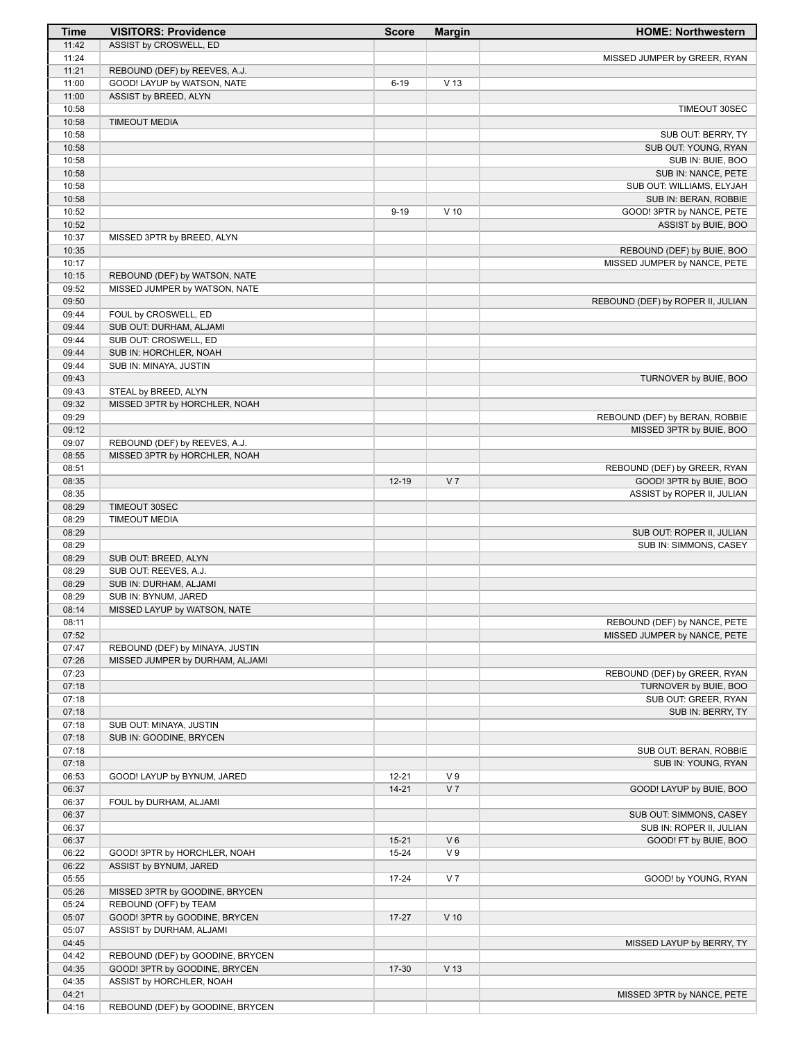| Time | VISITORS: Providence | Score | Margin | HOME: Northwestern |
|---|---|---|---|---|
| 11:42 | ASSIST by CROSWELL, ED | | | |
| 11:24 | | | | MISSED JUMPER by GREER, RYAN |
| 11:21 | REBOUND (DEF) by REEVES, A.J. | | | |
| 11:00 | GOOD! LAYUP by WATSON, NATE | 6-19 | V 13 | |
| 11:00 | ASSIST by BREED, ALYN | | | |
| 10:58 | | | | TIMEOUT 30SEC |
| 10:58 | TIMEOUT MEDIA | | | |
| 10:58 | | | | SUB OUT: BERRY, TY |
| 10:58 | | | | SUB OUT: YOUNG, RYAN |
| 10:58 | | | | SUB IN: BUIE, BOO |
| 10:58 | | | | SUB IN: NANCE, PETE |
| 10:58 | | | | SUB OUT: WILLIAMS, ELYJAH |
| 10:58 | | | | SUB IN: BERAN, ROBBIE |
| 10:52 | | 9-19 | V 10 | GOOD! 3PTR by NANCE, PETE |
| 10:52 | | | | ASSIST by BUIE, BOO |
| 10:37 | MISSED 3PTR by BREED, ALYN | | | |
| 10:35 | | | | REBOUND (DEF) by BUIE, BOO |
| 10:17 | | | | MISSED JUMPER by NANCE, PETE |
| 10:15 | REBOUND (DEF) by WATSON, NATE | | | |
| 09:52 | MISSED JUMPER by WATSON, NATE | | | |
| 09:50 | | | | REBOUND (DEF) by ROPER II, JULIAN |
| 09:44 | FOUL by CROSWELL, ED | | | |
| 09:44 | SUB OUT: DURHAM, ALJAMI | | | |
| 09:44 | SUB OUT: CROSWELL, ED | | | |
| 09:44 | SUB IN: HORCHLER, NOAH | | | |
| 09:44 | SUB IN: MINAYA, JUSTIN | | | |
| 09:43 | | | | TURNOVER by BUIE, BOO |
| 09:43 | STEAL by BREED, ALYN | | | |
| 09:32 | MISSED 3PTR by HORCHLER, NOAH | | | |
| 09:29 | | | | REBOUND (DEF) by BERAN, ROBBIE |
| 09:12 | | | | MISSED 3PTR by BUIE, BOO |
| 09:07 | REBOUND (DEF) by REEVES, A.J. | | | |
| 08:55 | MISSED 3PTR by HORCHLER, NOAH | | | |
| 08:51 | | | | REBOUND (DEF) by GREER, RYAN |
| 08:35 | | 12-19 | V 7 | GOOD! 3PTR by BUIE, BOO |
| 08:35 | | | | ASSIST by ROPER II, JULIAN |
| 08:29 | TIMEOUT 30SEC | | | |
| 08:29 | TIMEOUT MEDIA | | | |
| 08:29 | | | | SUB OUT: ROPER II, JULIAN |
| 08:29 | | | | SUB IN: SIMMONS, CASEY |
| 08:29 | SUB OUT: BREED, ALYN | | | |
| 08:29 | SUB OUT: REEVES, A.J. | | | |
| 08:29 | SUB IN: DURHAM, ALJAMI | | | |
| 08:29 | SUB IN: BYNUM, JARED | | | |
| 08:14 | MISSED LAYUP by WATSON, NATE | | | |
| 08:11 | | | | REBOUND (DEF) by NANCE, PETE |
| 07:52 | | | | MISSED JUMPER by NANCE, PETE |
| 07:47 | REBOUND (DEF) by MINAYA, JUSTIN | | | |
| 07:26 | MISSED JUMPER by DURHAM, ALJAMI | | | |
| 07:23 | | | | REBOUND (DEF) by GREER, RYAN |
| 07:18 | | | | TURNOVER by BUIE, BOO |
| 07:18 | | | | SUB OUT: GREER, RYAN |
| 07:18 | | | | SUB IN: BERRY, TY |
| 07:18 | SUB OUT: MINAYA, JUSTIN | | | |
| 07:18 | SUB IN: GOODINE, BRYCEN | | | |
| 07:18 | | | | SUB OUT: BERAN, ROBBIE |
| 07:18 | | | | SUB IN: YOUNG, RYAN |
| 06:53 | GOOD! LAYUP by BYNUM, JARED | 12-21 | V 9 | |
| 06:37 | | 14-21 | V 7 | GOOD! LAYUP by BUIE, BOO |
| 06:37 | FOUL by DURHAM, ALJAMI | | | |
| 06:37 | | | | SUB OUT: SIMMONS, CASEY |
| 06:37 | | | | SUB IN: ROPER II, JULIAN |
| 06:37 | | 15-21 | V 6 | GOOD! FT by BUIE, BOO |
| 06:22 | GOOD! 3PTR by HORCHLER, NOAH | 15-24 | V 9 | |
| 06:22 | ASSIST by BYNUM, JARED | | | |
| 05:55 | | 17-24 | V 7 | GOOD! by YOUNG, RYAN |
| 05:26 | MISSED 3PTR by GOODINE, BRYCEN | | | |
| 05:24 | REBOUND (OFF) by TEAM | | | |
| 05:07 | GOOD! 3PTR by GOODINE, BRYCEN | 17-27 | V 10 | |
| 05:07 | ASSIST by DURHAM, ALJAMI | | | |
| 04:45 | | | | MISSED LAYUP by BERRY, TY |
| 04:42 | REBOUND (DEF) by GOODINE, BRYCEN | | | |
| 04:35 | GOOD! 3PTR by GOODINE, BRYCEN | 17-30 | V 13 | |
| 04:35 | ASSIST by HORCHLER, NOAH | | | |
| 04:21 | | | | MISSED 3PTR by NANCE, PETE |
| 04:16 | REBOUND (DEF) by GOODINE, BRYCEN | | | |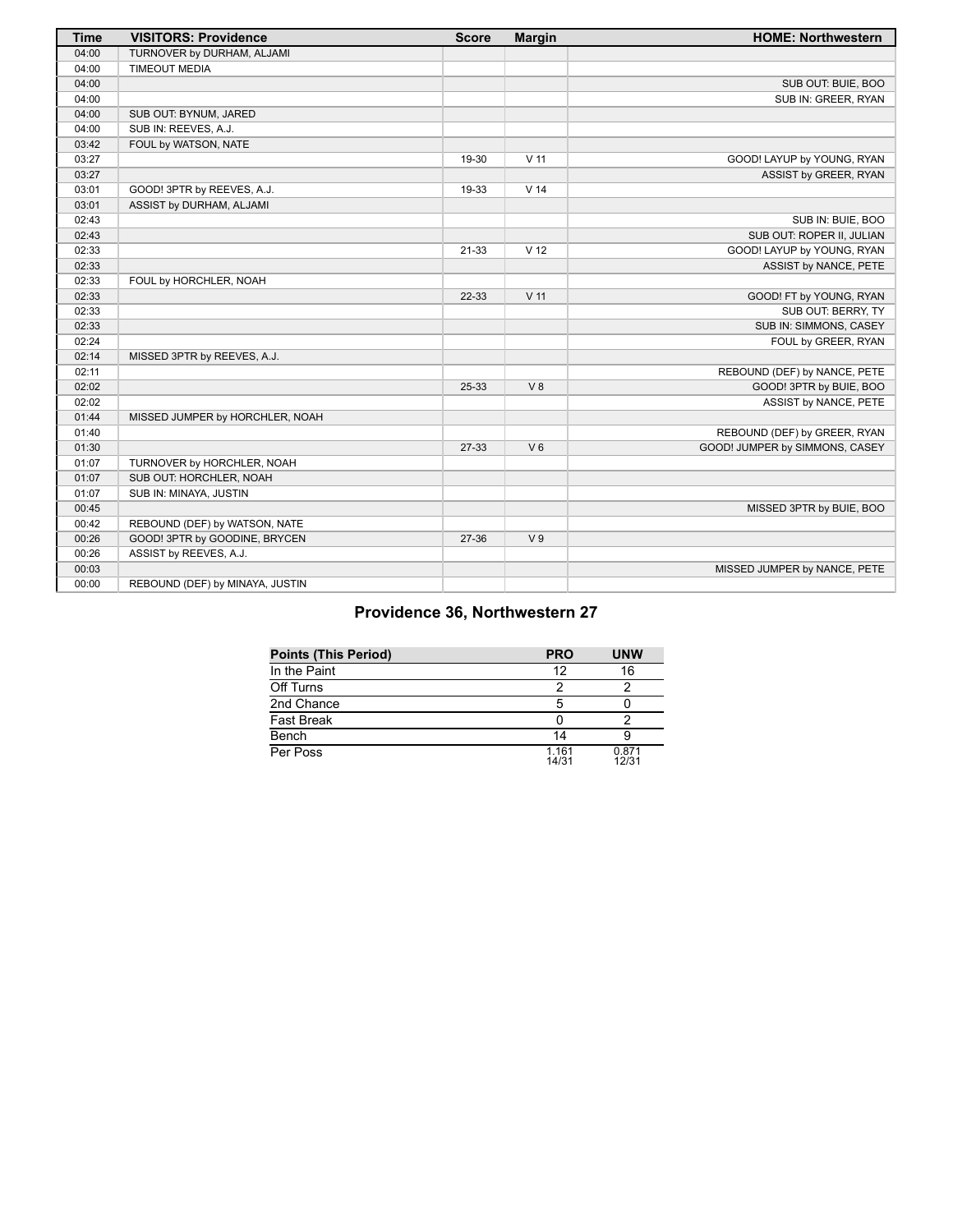| Time | VISITORS: Providence | Score | Margin | HOME: Northwestern |
|---|---|---|---|---|
| 04:00 | TURNOVER by DURHAM, ALJAMI | | | |
| 04:00 | TIMEOUT MEDIA | | | |
| 04:00 | | | | SUB OUT: BUIE, BOO |
| 04:00 | | | | SUB IN: GREER, RYAN |
| 04:00 | SUB OUT: BYNUM, JARED | | | |
| 04:00 | SUB IN: REEVES, A.J. | | | |
| 03:42 | FOUL by WATSON, NATE | | | |
| 03:27 | | 19-30 | V 11 | GOOD! LAYUP by YOUNG, RYAN |
| 03:27 | | | | ASSIST by GREER, RYAN |
| 03:01 | GOOD! 3PTR by REEVES, A.J. | 19-33 | V 14 | |
| 03:01 | ASSIST by DURHAM, ALJAMI | | | |
| 02:43 | | | | SUB IN: BUIE, BOO |
| 02:43 | | | | SUB OUT: ROPER II, JULIAN |
| 02:33 | | 21-33 | V 12 | GOOD! LAYUP by YOUNG, RYAN |
| 02:33 | | | | ASSIST by NANCE, PETE |
| 02:33 | FOUL by HORCHLER, NOAH | | | |
| 02:33 | | 22-33 | V 11 | GOOD! FT by YOUNG, RYAN |
| 02:33 | | | | SUB OUT: BERRY, TY |
| 02:33 | | | | SUB IN: SIMMONS, CASEY |
| 02:24 | | | | FOUL by GREER, RYAN |
| 02:14 | MISSED 3PTR by REEVES, A.J. | | | |
| 02:11 | | | | REBOUND (DEF) by NANCE, PETE |
| 02:02 | | 25-33 | V 8 | GOOD! 3PTR by BUIE, BOO |
| 02:02 | | | | ASSIST by NANCE, PETE |
| 01:44 | MISSED JUMPER by HORCHLER, NOAH | | | |
| 01:40 | | | | REBOUND (DEF) by GREER, RYAN |
| 01:30 | | 27-33 | V 6 | GOOD! JUMPER by SIMMONS, CASEY |
| 01:07 | TURNOVER by HORCHLER, NOAH | | | |
| 01:07 | SUB OUT: HORCHLER, NOAH | | | |
| 01:07 | SUB IN: MINAYA, JUSTIN | | | |
| 00:45 | | | | MISSED 3PTR by BUIE, BOO |
| 00:42 | REBOUND (DEF) by WATSON, NATE | | | |
| 00:26 | GOOD! 3PTR by GOODINE, BRYCEN | 27-36 | V 9 | |
| 00:26 | ASSIST by REEVES, A.J. | | | |
| 00:03 | | | | MISSED JUMPER by NANCE, PETE |
| 00:00 | REBOUND (DEF) by MINAYA, JUSTIN | | | |

## Providence 36, Northwestern 27

| Points (This Period) | PRO | UNW |
|---|---|---|
| In the Paint | 12 | 16 |
| Off Turns | 2 | 2 |
| 2nd Chance | 5 | 0 |
| Fast Break | 0 | 2 |
| Bench | 14 | 9 |
| Per Poss | 1.161 14/31 | 0.871 12/31 |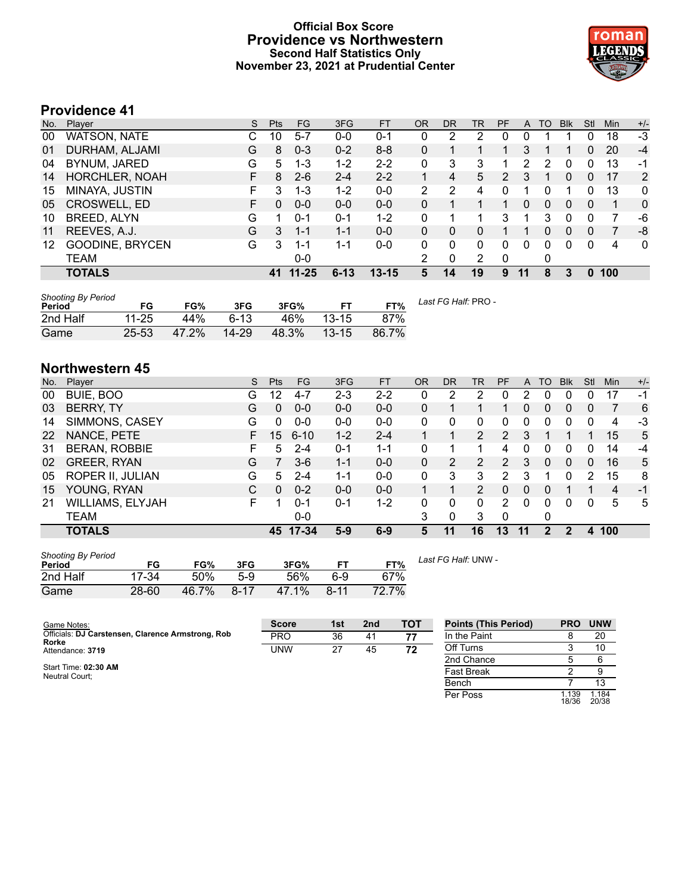# Official Box Score
## Providence vs Northwestern
### Second Half Statistics Only
### November 23, 2021 at Prudential Center

## Providence 41

| No. | Player | S | Pts | FG | 3FG | FT | OR | DR | TR | PF | A | TO | Blk | Stl | Min | +/- |
|---|---|---|---|---|---|---|---|---|---|---|---|---|---|---|---|---|
| 00 | WATSON, NATE | C | 10 | 5-7 | 0-0 | 0-1 | 0 | 2 | 2 | 0 | 0 | 1 | 1 | 0 | 18 | -3 |
| 01 | DURHAM, ALJAMI | G | 8 | 0-3 | 0-2 | 8-8 | 0 | 1 | 1 | 1 | 3 | 1 | 1 | 0 | 20 | -4 |
| 04 | BYNUM, JARED | G | 5 | 1-3 | 1-2 | 2-2 | 0 | 3 | 3 | 1 | 2 | 2 | 0 | 0 | 13 | -1 |
| 14 | HORCHLER, NOAH | F | 8 | 2-6 | 2-4 | 2-2 | 1 | 4 | 5 | 2 | 3 | 1 | 0 | 0 | 17 | 2 |
| 15 | MINAYA, JUSTIN | F | 3 | 1-3 | 1-2 | 0-0 | 2 | 2 | 4 | 0 | 1 | 0 | 1 | 0 | 13 | 0 |
| 05 | CROSWELL, ED | F | 0 | 0-0 | 0-0 | 0-0 | 0 | 1 | 1 | 1 | 0 | 0 | 0 | 0 | 1 | 0 |
| 10 | BREED, ALYN | G | 1 | 0-1 | 0-1 | 1-2 | 0 | 1 | 1 | 3 | 1 | 3 | 0 | 0 | 7 | -6 |
| 11 | REEVES, A.J. | G | 3 | 1-1 | 1-1 | 0-0 | 0 | 0 | 0 | 1 | 1 | 0 | 0 | 0 | 7 | -8 |
| 12 | GOODINE, BRYCEN | G | 3 | 1-1 | 1-1 | 0-0 | 0 | 0 | 0 | 0 | 0 | 0 | 0 | 0 | 4 | 0 |
| | TEAM | | | 0-0 | | | 2 | 0 | 2 | 0 | | 0 | | | | |
| | **TOTALS** | | **41** | **11-25** | **6-13** | **13-15** | **5** | **14** | **19** | **9** | **11** | **8** | **3** | **0** | **100** | |

*Shooting By Period*

| Period | FG | FG% | 3FG | 3FG% | FT | FT% |
|---|---|---|---|---|---|---|
| 2nd Half | 11-25 | 44% | 6-13 | 46% | 13-15 | 87% |
| Game | 25-53 | 47.2% | 14-29 | 48.3% | 13-15 | 86.7% |

*Last FG Half:* PRO -

## Northwestern 45

| No. | Player | S | Pts | FG | 3FG | FT | OR | DR | TR | PF | A | TO | Blk | Stl | Min | +/- |
|---|---|---|---|---|---|---|---|---|---|---|---|---|---|---|---|---|
| 00 | BUIE, BOO | G | 12 | 4-7 | 2-3 | 2-2 | 0 | 2 | 2 | 0 | 2 | 0 | 0 | 0 | 17 | -1 |
| 03 | BERRY, TY | G | 0 | 0-0 | 0-0 | 0-0 | 0 | 1 | 1 | 1 | 0 | 0 | 0 | 0 | 7 | 6 |
| 14 | SIMMONS, CASEY | G | 0 | 0-0 | 0-0 | 0-0 | 0 | 0 | 0 | 0 | 0 | 0 | 0 | 0 | 4 | -3 |
| 22 | NANCE, PETE | F | 15 | 6-10 | 1-2 | 2-4 | 1 | 1 | 2 | 2 | 3 | 1 | 1 | 1 | 15 | 5 |
| 31 | BERAN, ROBBIE | F | 5 | 2-4 | 0-1 | 1-1 | 0 | 1 | 1 | 4 | 0 | 0 | 0 | 0 | 14 | -4 |
| 02 | GREER, RYAN | G | 7 | 3-6 | 1-1 | 0-0 | 0 | 2 | 2 | 2 | 3 | 0 | 0 | 0 | 16 | 5 |
| 05 | ROPER II, JULIAN | G | 5 | 2-4 | 1-1 | 0-0 | 0 | 3 | 3 | 2 | 3 | 1 | 0 | 2 | 15 | 8 |
| 15 | YOUNG, RYAN | C | 0 | 0-2 | 0-0 | 0-0 | 1 | 1 | 2 | 0 | 0 | 0 | 1 | 1 | 4 | -1 |
| 21 | WILLIAMS, ELYJAH | F | 1 | 0-1 | 0-1 | 1-2 | 0 | 0 | 0 | 2 | 0 | 0 | 0 | 0 | 5 | 5 |
| | TEAM | | | 0-0 | | | 3 | 0 | 3 | 0 | | 0 | | | | |
| | **TOTALS** | | **45** | **17-34** | **5-9** | **6-9** | **5** | **11** | **16** | **13** | **11** | **2** | **2** | **4** | **100** | |

*Shooting By Period*

| Period | FG | FG% | 3FG | 3FG% | FT | FT% |
|---|---|---|---|---|---|---|
| 2nd Half | 17-34 | 50% | 5-9 | 56% | 6-9 | 67% |
| Game | 28-60 | 46.7% | 8-17 | 47.1% | 8-11 | 72.7% |

*Last FG Half:* UNW -

Game Notes:
Officials: **DJ Carstensen, Clarence Armstrong, Rob Rorke**
Attendance: **3719**

Start Time: **02:30 AM**
Neutral Court;

| Score | 1st | 2nd | TOT |
|---|---|---|---|
| PRO | 36 | 41 | **77** |
| UNW | 27 | 45 | **72** |

| Points (This Period) | PRO | UNW |
|---|---|---|
| In the Paint | 8 | 20 |
| Off Turns | 3 | 10 |
| 2nd Chance | 5 | 6 |
| Fast Break | 2 | 9 |
| Bench | 7 | 13 |
| Per Poss | 1.139 18/36 | 1.184 20/38 |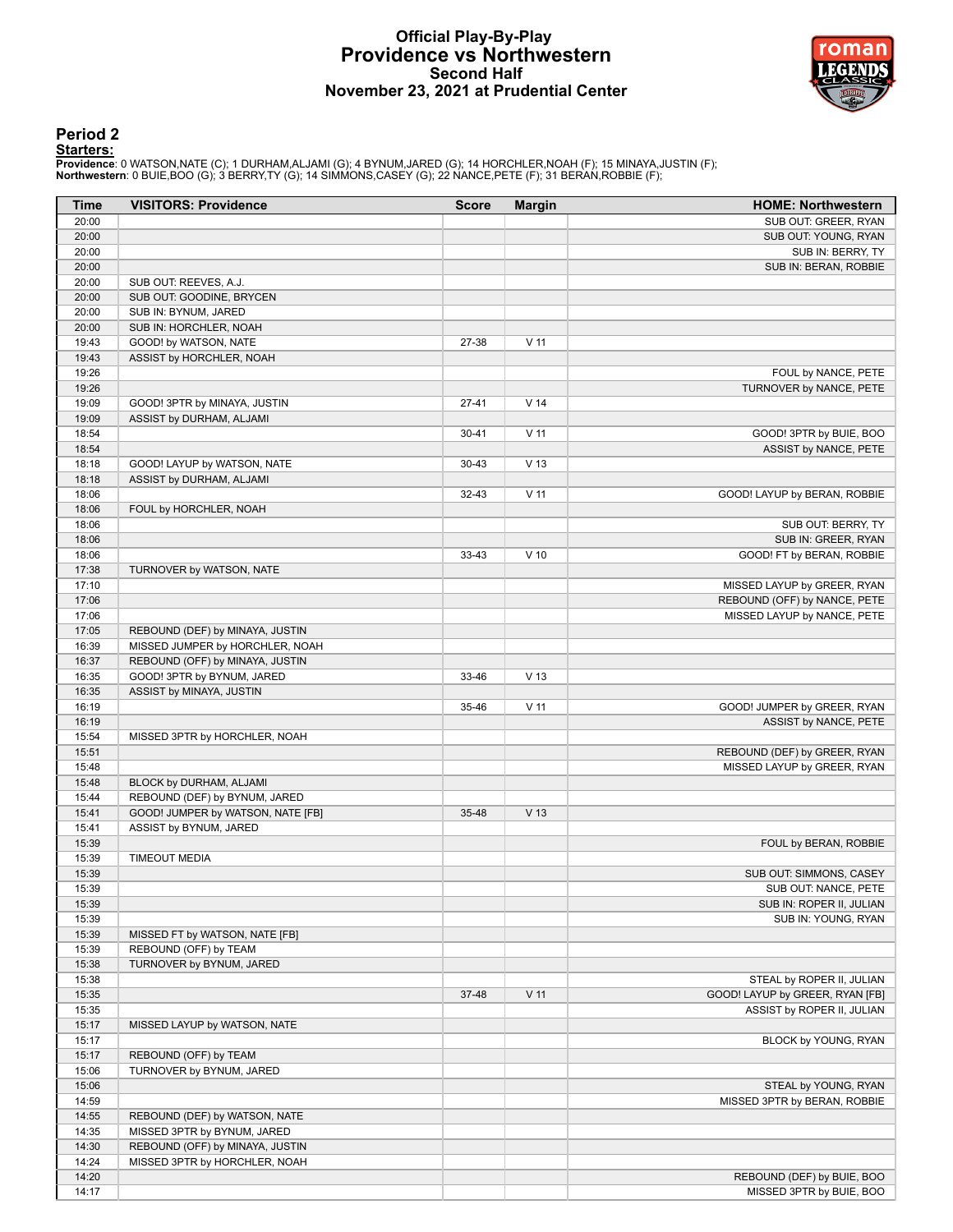# Official Play-By-Play
# Providence vs Northwestern
## Second Half
## November 23, 2021 at Prudential Center

### Period 2

**Starters:**

**Providence**: 0 WATSON,NATE (C); 1 DURHAM,ALJAMI (G); 4 BYNUM,JARED (G); 14 HORCHLER,NOAH (F); 15 MINAYA,JUSTIN (F);
**Northwestern**: 0 BUIE,BOO (G); 3 BERRY,TY (G); 14 SIMMONS,CASEY (G); 22 NANCE,PETE (F); 31 BERAN,ROBBIE (F);

| Time | VISITORS: Providence | Score | Margin | HOME: Northwestern |
|---|---|---|---|---|
| 20:00 | | | | SUB OUT: GREER, RYAN |
| 20:00 | | | | SUB OUT: YOUNG, RYAN |
| 20:00 | | | | SUB IN: BERRY, TY |
| 20:00 | | | | SUB IN: BERAN, ROBBIE |
| 20:00 | SUB OUT: REEVES, A.J. | | | |
| 20:00 | SUB OUT: GOODINE, BRYCEN | | | |
| 20:00 | SUB IN: BYNUM, JARED | | | |
| 20:00 | SUB IN: HORCHLER, NOAH | | | |
| 19:43 | GOOD! by WATSON, NATE | 27-38 | V 11 | |
| 19:43 | ASSIST by HORCHLER, NOAH | | | |
| 19:26 | | | | FOUL by NANCE, PETE |
| 19:26 | | | | TURNOVER by NANCE, PETE |
| 19:09 | GOOD! 3PTR by MINAYA, JUSTIN | 27-41 | V 14 | |
| 19:09 | ASSIST by DURHAM, ALJAMI | | | |
| 18:54 | | 30-41 | V 11 | GOOD! 3PTR by BUIE, BOO |
| 18:54 | | | | ASSIST by NANCE, PETE |
| 18:18 | GOOD! LAYUP by WATSON, NATE | 30-43 | V 13 | |
| 18:18 | ASSIST by DURHAM, ALJAMI | | | |
| 18:06 | | 32-43 | V 11 | GOOD! LAYUP by BERAN, ROBBIE |
| 18:06 | FOUL by HORCHLER, NOAH | | | |
| 18:06 | | | | SUB OUT: BERRY, TY |
| 18:06 | | | | SUB IN: GREER, RYAN |
| 18:06 | | 33-43 | V 10 | GOOD! FT by BERAN, ROBBIE |
| 17:38 | TURNOVER by WATSON, NATE | | | |
| 17:10 | | | | MISSED LAYUP by GREER, RYAN |
| 17:06 | | | | REBOUND (OFF) by NANCE, PETE |
| 17:06 | | | | MISSED LAYUP by NANCE, PETE |
| 17:05 | REBOUND (DEF) by MINAYA, JUSTIN | | | |
| 16:39 | MISSED JUMPER by HORCHLER, NOAH | | | |
| 16:37 | REBOUND (OFF) by MINAYA, JUSTIN | | | |
| 16:35 | GOOD! 3PTR by BYNUM, JARED | 33-46 | V 13 | |
| 16:35 | ASSIST by MINAYA, JUSTIN | | | |
| 16:19 | | 35-46 | V 11 | GOOD! JUMPER by GREER, RYAN |
| 16:19 | | | | ASSIST by NANCE, PETE |
| 15:54 | MISSED 3PTR by HORCHLER, NOAH | | | |
| 15:51 | | | | REBOUND (DEF) by GREER, RYAN |
| 15:48 | | | | MISSED LAYUP by GREER, RYAN |
| 15:48 | BLOCK by DURHAM, ALJAMI | | | |
| 15:44 | REBOUND (DEF) by BYNUM, JARED | | | |
| 15:41 | GOOD! JUMPER by WATSON, NATE [FB] | 35-48 | V 13 | |
| 15:41 | ASSIST by BYNUM, JARED | | | |
| 15:39 | | | | FOUL by BERAN, ROBBIE |
| 15:39 | TIMEOUT MEDIA | | | |
| 15:39 | | | | SUB OUT: SIMMONS, CASEY |
| 15:39 | | | | SUB OUT: NANCE, PETE |
| 15:39 | | | | SUB IN: ROPER II, JULIAN |
| 15:39 | | | | SUB IN: YOUNG, RYAN |
| 15:39 | MISSED FT by WATSON, NATE [FB] | | | |
| 15:39 | REBOUND (OFF) by TEAM | | | |
| 15:38 | TURNOVER by BYNUM, JARED | | | |
| 15:38 | | | | STEAL by ROPER II, JULIAN |
| 15:35 | | 37-48 | V 11 | GOOD! LAYUP by GREER, RYAN [FB] |
| 15:35 | | | | ASSIST by ROPER II, JULIAN |
| 15:17 | MISSED LAYUP by WATSON, NATE | | | |
| 15:17 | | | | BLOCK by YOUNG, RYAN |
| 15:17 | REBOUND (OFF) by TEAM | | | |
| 15:06 | TURNOVER by BYNUM, JARED | | | |
| 15:06 | | | | STEAL by YOUNG, RYAN |
| 14:59 | | | | MISSED 3PTR by BERAN, ROBBIE |
| 14:55 | REBOUND (DEF) by WATSON, NATE | | | |
| 14:35 | MISSED 3PTR by BYNUM, JARED | | | |
| 14:30 | REBOUND (OFF) by MINAYA, JUSTIN | | | |
| 14:24 | MISSED 3PTR by HORCHLER, NOAH | | | |
| 14:20 | | | | REBOUND (DEF) by BUIE, BOO |
| 14:17 | | | | MISSED 3PTR by BUIE, BOO |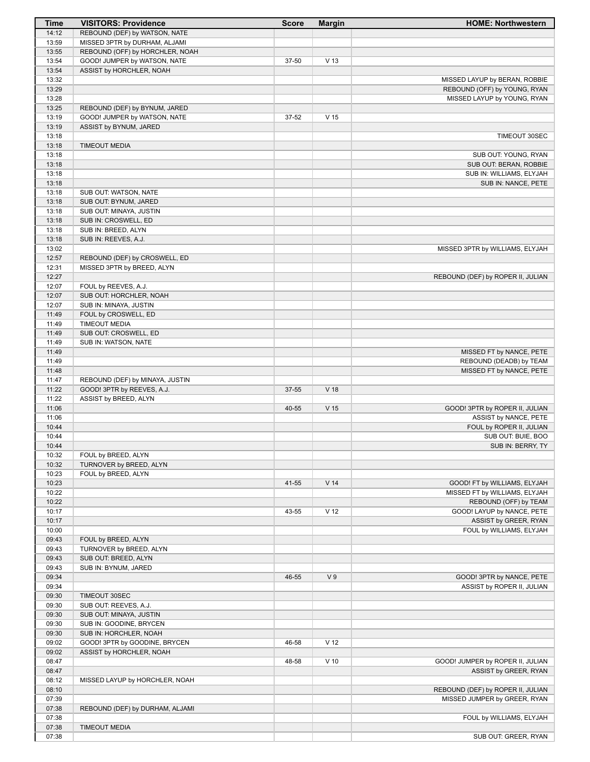| Time | VISITORS: Providence | Score | Margin | HOME: Northwestern |
|---|---|---|---|---|
| 14:12 | REBOUND (DEF) by WATSON, NATE | | | |
| 13:59 | MISSED 3PTR by DURHAM, ALJAMI | | | |
| 13:55 | REBOUND (OFF) by HORCHLER, NOAH | | | |
| 13:54 | GOOD! JUMPER by WATSON, NATE | 37-50 | V 13 | |
| 13:54 | ASSIST by HORCHLER, NOAH | | | |
| 13:32 | | | | MISSED LAYUP by BERAN, ROBBIE |
| 13:29 | | | | REBOUND (OFF) by YOUNG, RYAN |
| 13:28 | | | | MISSED LAYUP by YOUNG, RYAN |
| 13:25 | REBOUND (DEF) by BYNUM, JARED | | | |
| 13:19 | GOOD! JUMPER by WATSON, NATE | 37-52 | V 15 | |
| 13:19 | ASSIST by BYNUM, JARED | | | |
| 13:18 | | | | TIMEOUT 30SEC |
| 13:18 | TIMEOUT MEDIA | | | |
| 13:18 | | | | SUB OUT: YOUNG, RYAN |
| 13:18 | | | | SUB OUT: BERAN, ROBBIE |
| 13:18 | | | | SUB IN: WILLIAMS, ELYJAH |
| 13:18 | | | | SUB IN: NANCE, PETE |
| 13:18 | SUB OUT: WATSON, NATE | | | |
| 13:18 | SUB OUT: BYNUM, JARED | | | |
| 13:18 | SUB OUT: MINAYA, JUSTIN | | | |
| 13:18 | SUB IN: CROSWELL, ED | | | |
| 13:18 | SUB IN: BREED, ALYN | | | |
| 13:18 | SUB IN: REEVES, A.J. | | | |
| 13:02 | | | | MISSED 3PTR by WILLIAMS, ELYJAH |
| 12:57 | REBOUND (DEF) by CROSWELL, ED | | | |
| 12:31 | MISSED 3PTR by BREED, ALYN | | | |
| 12:27 | | | | REBOUND (DEF) by ROPER II, JULIAN |
| 12:07 | FOUL by REEVES, A.J. | | | |
| 12:07 | SUB OUT: HORCHLER, NOAH | | | |
| 12:07 | SUB IN: MINAYA, JUSTIN | | | |
| 11:49 | FOUL by CROSWELL, ED | | | |
| 11:49 | TIMEOUT MEDIA | | | |
| 11:49 | SUB OUT: CROSWELL, ED | | | |
| 11:49 | SUB IN: WATSON, NATE | | | |
| 11:49 | | | | MISSED FT by NANCE, PETE |
| 11:49 | | | | REBOUND (DEADB) by TEAM |
| 11:48 | | | | MISSED FT by NANCE, PETE |
| 11:47 | REBOUND (DEF) by MINAYA, JUSTIN | | | |
| 11:22 | GOOD! 3PTR by REEVES, A.J. | 37-55 | V 18 | |
| 11:22 | ASSIST by BREED, ALYN | | | |
| 11:06 | | 40-55 | V 15 | GOOD! 3PTR by ROPER II, JULIAN |
| 11:06 | | | | ASSIST by NANCE, PETE |
| 10:44 | | | | FOUL by ROPER II, JULIAN |
| 10:44 | | | | SUB OUT: BUIE, BOO |
| 10:44 | | | | SUB IN: BERRY, TY |
| 10:32 | FOUL by BREED, ALYN | | | |
| 10:32 | TURNOVER by BREED, ALYN | | | |
| 10:23 | FOUL by BREED, ALYN | | | |
| 10:23 | | 41-55 | V 14 | GOOD! FT by WILLIAMS, ELYJAH |
| 10:22 | | | | MISSED FT by WILLIAMS, ELYJAH |
| 10:22 | | | | REBOUND (OFF) by TEAM |
| 10:17 | | 43-55 | V 12 | GOOD! LAYUP by NANCE, PETE |
| 10:17 | | | | ASSIST by GREER, RYAN |
| 10:00 | | | | FOUL by WILLIAMS, ELYJAH |
| 09:43 | FOUL by BREED, ALYN | | | |
| 09:43 | TURNOVER by BREED, ALYN | | | |
| 09:43 | SUB OUT: BREED, ALYN | | | |
| 09:43 | SUB IN: BYNUM, JARED | | | |
| 09:34 | | 46-55 | V 9 | GOOD! 3PTR by NANCE, PETE |
| 09:34 | | | | ASSIST by ROPER II, JULIAN |
| 09:30 | TIMEOUT 30SEC | | | |
| 09:30 | SUB OUT: REEVES, A.J. | | | |
| 09:30 | SUB OUT: MINAYA, JUSTIN | | | |
| 09:30 | SUB IN: GOODINE, BRYCEN | | | |
| 09:30 | SUB IN: HORCHLER, NOAH | | | |
| 09:02 | GOOD! 3PTR by GOODINE, BRYCEN | 46-58 | V 12 | |
| 09:02 | ASSIST by HORCHLER, NOAH | | | |
| 08:47 | | 48-58 | V 10 | GOOD! JUMPER by ROPER II, JULIAN |
| 08:47 | | | | ASSIST by GREER, RYAN |
| 08:12 | MISSED LAYUP by HORCHLER, NOAH | | | |
| 08:10 | | | | REBOUND (DEF) by ROPER II, JULIAN |
| 07:39 | | | | MISSED JUMPER by GREER, RYAN |
| 07:38 | REBOUND (DEF) by DURHAM, ALJAMI | | | |
| 07:38 | | | | FOUL by WILLIAMS, ELYJAH |
| 07:38 | TIMEOUT MEDIA | | | |
| 07:38 | | | | SUB OUT: GREER, RYAN |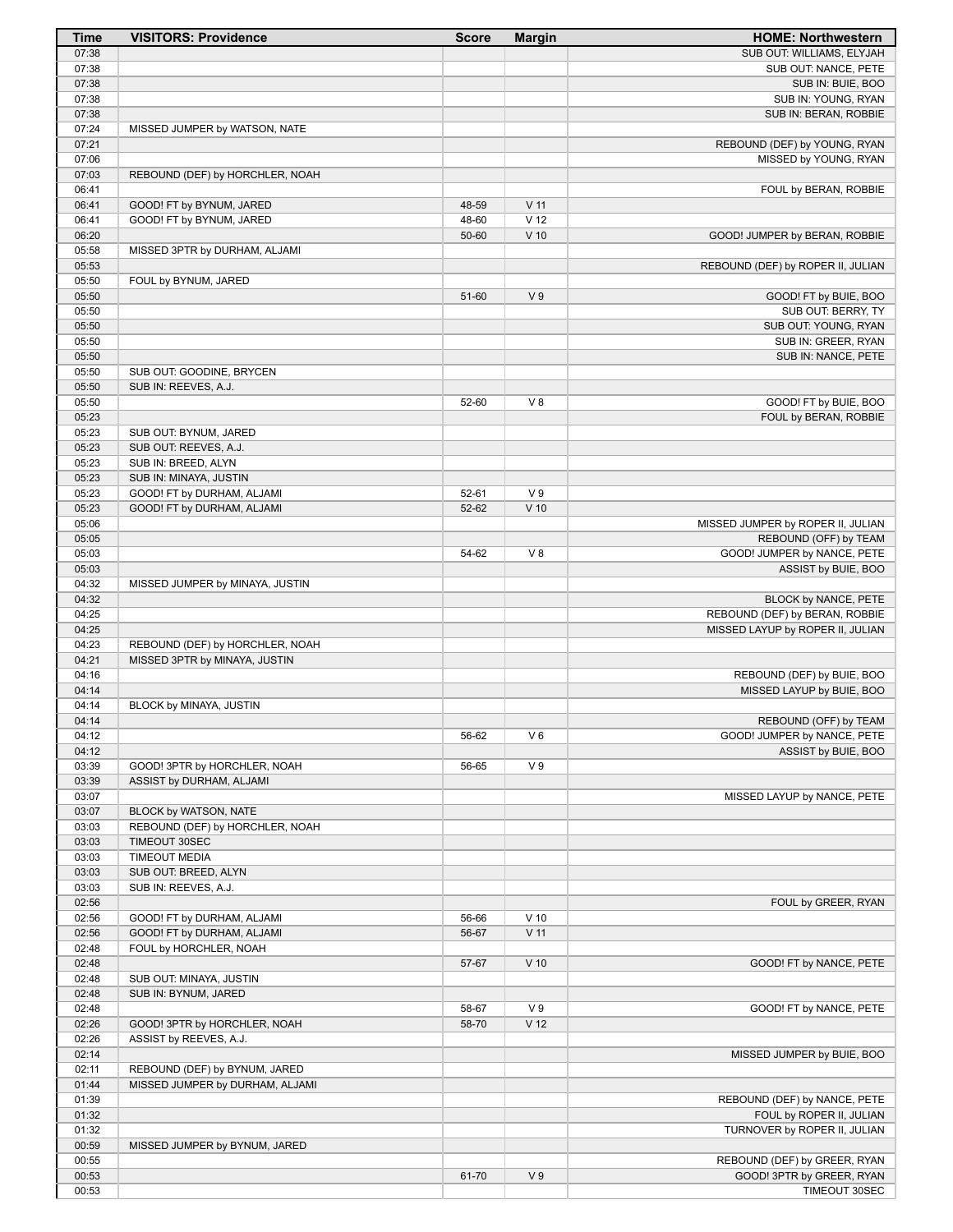| Time | VISITORS: Providence | Score | Margin | HOME: Northwestern |
|---|---|---|---|---|
| 07:38 | | | | SUB OUT: WILLIAMS, ELYJAH |
| 07:38 | | | | SUB OUT: NANCE, PETE |
| 07:38 | | | | SUB IN: BUIE, BOO |
| 07:38 | | | | SUB IN: YOUNG, RYAN |
| 07:38 | | | | SUB IN: BERAN, ROBBIE |
| 07:24 | MISSED JUMPER by WATSON, NATE | | | |
| 07:21 | | | | REBOUND (DEF) by YOUNG, RYAN |
| 07:06 | | | | MISSED by YOUNG, RYAN |
| 07:03 | REBOUND (DEF) by HORCHLER, NOAH | | | |
| 06:41 | | | | FOUL by BERAN, ROBBIE |
| 06:41 | GOOD! FT by BYNUM, JARED | 48-59 | V 11 | |
| 06:41 | GOOD! FT by BYNUM, JARED | 48-60 | V 12 | |
| 06:20 | | 50-60 | V 10 | GOOD! JUMPER by BERAN, ROBBIE |
| 05:58 | MISSED 3PTR by DURHAM, ALJAMI | | | |
| 05:53 | | | | REBOUND (DEF) by ROPER II, JULIAN |
| 05:50 | FOUL by BYNUM, JARED | | | |
| 05:50 | | 51-60 | V 9 | GOOD! FT by BUIE, BOO |
| 05:50 | | | | SUB OUT: BERRY, TY |
| 05:50 | | | | SUB OUT: YOUNG, RYAN |
| 05:50 | | | | SUB IN: GREER, RYAN |
| 05:50 | | | | SUB IN: NANCE, PETE |
| 05:50 | SUB OUT: GOODINE, BRYCEN | | | |
| 05:50 | SUB IN: REEVES, A.J. | | | |
| 05:50 | | 52-60 | V 8 | GOOD! FT by BUIE, BOO |
| 05:23 | | | | FOUL by BERAN, ROBBIE |
| 05:23 | SUB OUT: BYNUM, JARED | | | |
| 05:23 | SUB OUT: REEVES, A.J. | | | |
| 05:23 | SUB IN: BREED, ALYN | | | |
| 05:23 | SUB IN: MINAYA, JUSTIN | | | |
| 05:23 | GOOD! FT by DURHAM, ALJAMI | 52-61 | V 9 | |
| 05:23 | GOOD! FT by DURHAM, ALJAMI | 52-62 | V 10 | |
| 05:06 | | | | MISSED JUMPER by ROPER II, JULIAN |
| 05:05 | | | | REBOUND (OFF) by TEAM |
| 05:03 | | 54-62 | V 8 | GOOD! JUMPER by NANCE, PETE |
| 05:03 | | | | ASSIST by BUIE, BOO |
| 04:32 | MISSED JUMPER by MINAYA, JUSTIN | | | |
| 04:32 | | | | BLOCK by NANCE, PETE |
| 04:25 | | | | REBOUND (DEF) by BERAN, ROBBIE |
| 04:25 | | | | MISSED LAYUP by ROPER II, JULIAN |
| 04:23 | REBOUND (DEF) by HORCHLER, NOAH | | | |
| 04:21 | MISSED 3PTR by MINAYA, JUSTIN | | | |
| 04:16 | | | | REBOUND (DEF) by BUIE, BOO |
| 04:14 | | | | MISSED LAYUP by BUIE, BOO |
| 04:14 | BLOCK by MINAYA, JUSTIN | | | |
| 04:14 | | | | REBOUND (OFF) by TEAM |
| 04:12 | | 56-62 | V 6 | GOOD! JUMPER by NANCE, PETE |
| 04:12 | | | | ASSIST by BUIE, BOO |
| 03:39 | GOOD! 3PTR by HORCHLER, NOAH | 56-65 | V 9 | |
| 03:39 | ASSIST by DURHAM, ALJAMI | | | |
| 03:07 | | | | MISSED LAYUP by NANCE, PETE |
| 03:07 | BLOCK by WATSON, NATE | | | |
| 03:03 | REBOUND (DEF) by HORCHLER, NOAH | | | |
| 03:03 | TIMEOUT 30SEC | | | |
| 03:03 | TIMEOUT MEDIA | | | |
| 03:03 | SUB OUT: BREED, ALYN | | | |
| 03:03 | SUB IN: REEVES, A.J. | | | |
| 02:56 | | | | FOUL by GREER, RYAN |
| 02:56 | GOOD! FT by DURHAM, ALJAMI | 56-66 | V 10 | |
| 02:56 | GOOD! FT by DURHAM, ALJAMI | 56-67 | V 11 | |
| 02:48 | FOUL by HORCHLER, NOAH | | | |
| 02:48 | | 57-67 | V 10 | GOOD! FT by NANCE, PETE |
| 02:48 | SUB OUT: MINAYA, JUSTIN | | | |
| 02:48 | SUB IN: BYNUM, JARED | | | |
| 02:48 | | 58-67 | V 9 | GOOD! FT by NANCE, PETE |
| 02:26 | GOOD! 3PTR by HORCHLER, NOAH | 58-70 | V 12 | |
| 02:26 | ASSIST by REEVES, A.J. | | | |
| 02:14 | | | | MISSED JUMPER by BUIE, BOO |
| 02:11 | REBOUND (DEF) by BYNUM, JARED | | | |
| 01:44 | MISSED JUMPER by DURHAM, ALJAMI | | | |
| 01:39 | | | | REBOUND (DEF) by NANCE, PETE |
| 01:32 | | | | FOUL by ROPER II, JULIAN |
| 01:32 | | | | TURNOVER by ROPER II, JULIAN |
| 00:59 | MISSED JUMPER by BYNUM, JARED | | | |
| 00:55 | | | | REBOUND (DEF) by GREER, RYAN |
| 00:53 | | 61-70 | V 9 | GOOD! 3PTR by GREER, RYAN |
| 00:53 | | | | TIMEOUT 30SEC |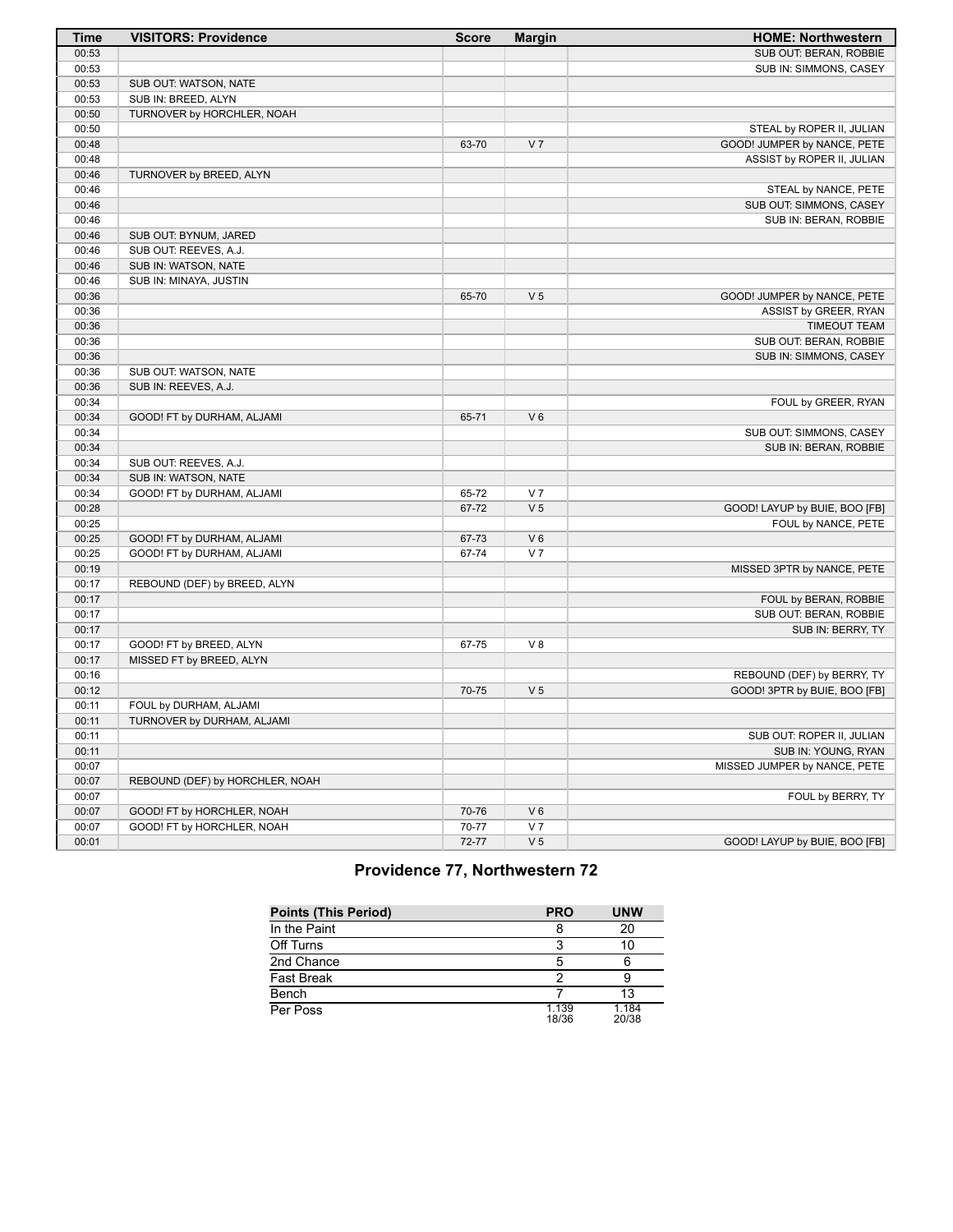| Time | VISITORS: Providence | Score | Margin | HOME: Northwestern |
|---|---|---|---|---|
| 00:53 | | | | SUB OUT: BERAN, ROBBIE |
| 00:53 | | | | SUB IN: SIMMONS, CASEY |
| 00:53 | SUB OUT: WATSON, NATE | | | |
| 00:53 | SUB IN: BREED, ALYN | | | |
| 00:50 | TURNOVER by HORCHLER, NOAH | | | |
| 00:50 | | | | STEAL by ROPER II, JULIAN |
| 00:48 | | 63-70 | V 7 | GOOD! JUMPER by NANCE, PETE |
| 00:48 | | | | ASSIST by ROPER II, JULIAN |
| 00:46 | TURNOVER by BREED, ALYN | | | |
| 00:46 | | | | STEAL by NANCE, PETE |
| 00:46 | | | | SUB OUT: SIMMONS, CASEY |
| 00:46 | | | | SUB IN: BERAN, ROBBIE |
| 00:46 | SUB OUT: BYNUM, JARED | | | |
| 00:46 | SUB OUT: REEVES, A.J. | | | |
| 00:46 | SUB IN: WATSON, NATE | | | |
| 00:46 | SUB IN: MINAYA, JUSTIN | | | |
| 00:36 | | 65-70 | V 5 | GOOD! JUMPER by NANCE, PETE |
| 00:36 | | | | ASSIST by GREER, RYAN |
| 00:36 | | | | TIMEOUT TEAM |
| 00:36 | | | | SUB OUT: BERAN, ROBBIE |
| 00:36 | | | | SUB IN: SIMMONS, CASEY |
| 00:36 | SUB OUT: WATSON, NATE | | | |
| 00:36 | SUB IN: REEVES, A.J. | | | |
| 00:34 | | | | FOUL by GREER, RYAN |
| 00:34 | GOOD! FT by DURHAM, ALJAMI | 65-71 | V 6 | |
| 00:34 | | | | SUB OUT: SIMMONS, CASEY |
| 00:34 | | | | SUB IN: BERAN, ROBBIE |
| 00:34 | SUB OUT: REEVES, A.J. | | | |
| 00:34 | SUB IN: WATSON, NATE | | | |
| 00:34 | GOOD! FT by DURHAM, ALJAMI | 65-72 | V 7 | |
| 00:28 | | 67-72 | V 5 | GOOD! LAYUP by BUIE, BOO [FB] |
| 00:25 | | | | FOUL by NANCE, PETE |
| 00:25 | GOOD! FT by DURHAM, ALJAMI | 67-73 | V 6 | |
| 00:25 | GOOD! FT by DURHAM, ALJAMI | 67-74 | V 7 | |
| 00:19 | | | | MISSED 3PTR by NANCE, PETE |
| 00:17 | REBOUND (DEF) by BREED, ALYN | | | |
| 00:17 | | | | FOUL by BERAN, ROBBIE |
| 00:17 | | | | SUB OUT: BERAN, ROBBIE |
| 00:17 | | | | SUB IN: BERRY, TY |
| 00:17 | GOOD! FT by BREED, ALYN | 67-75 | V 8 | |
| 00:17 | MISSED FT by BREED, ALYN | | | |
| 00:16 | | | | REBOUND (DEF) by BERRY, TY |
| 00:12 | | 70-75 | V 5 | GOOD! 3PTR by BUIE, BOO [FB] |
| 00:11 | FOUL by DURHAM, ALJAMI | | | |
| 00:11 | TURNOVER by DURHAM, ALJAMI | | | |
| 00:11 | | | | SUB OUT: ROPER II, JULIAN |
| 00:11 | | | | SUB IN: YOUNG, RYAN |
| 00:07 | | | | MISSED JUMPER by NANCE, PETE |
| 00:07 | REBOUND (DEF) by HORCHLER, NOAH | | | |
| 00:07 | | | | FOUL by BERRY, TY |
| 00:07 | GOOD! FT by HORCHLER, NOAH | 70-76 | V 6 | |
| 00:07 | GOOD! FT by HORCHLER, NOAH | 70-77 | V 7 | |
| 00:01 | | 72-77 | V 5 | GOOD! LAYUP by BUIE, BOO [FB] |

## Providence 77, Northwestern 72

| Points (This Period) | PRO | UNW |
|---|---|---|
| In the Paint | 8 | 20 |
| Off Turns | 3 | 10 |
| 2nd Chance | 5 | 6 |
| Fast Break | 2 | 9 |
| Bench | 7 | 13 |
| Per Poss | 1.139 18/36 | 1.184 20/38 |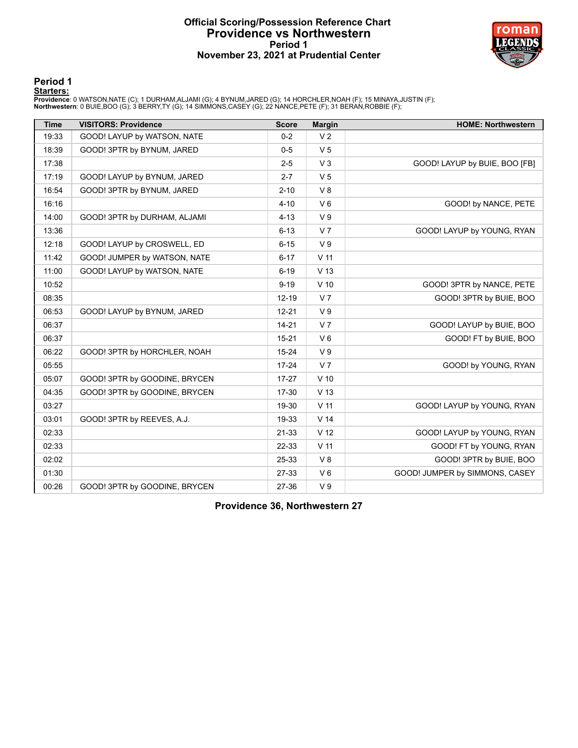# Official Scoring/Possession Reference Chart
# Providence vs Northwestern
## Period 1
## November 23, 2021 at Prudential Center

### Period 1

**Starters:**

**Providence**: 0 WATSON,NATE (C); 1 DURHAM,ALJAMI (G); 4 BYNUM,JARED (G); 14 HORCHLER,NOAH (F); 15 MINAYA,JUSTIN (F);
**Northwestern**: 0 BUIE,BOO (G); 3 BERRY,TY (G); 14 SIMMONS,CASEY (G); 22 NANCE,PETE (F); 31 BERAN,ROBBIE (F);

| Time | VISITORS: Providence | Score | Margin | HOME: Northwestern |
|---|---|---|---|---|
| 19:33 | GOOD! LAYUP by WATSON, NATE | 0-2 | V 2 | |
| 18:39 | GOOD! 3PTR by BYNUM, JARED | 0-5 | V 5 | |
| 17:38 | | 2-5 | V 3 | GOOD! LAYUP by BUIE, BOO [FB] |
| 17:19 | GOOD! LAYUP by BYNUM, JARED | 2-7 | V 5 | |
| 16:54 | GOOD! 3PTR by BYNUM, JARED | 2-10 | V 8 | |
| 16:16 | | 4-10 | V 6 | GOOD! by NANCE, PETE |
| 14:00 | GOOD! 3PTR by DURHAM, ALJAMI | 4-13 | V 9 | |
| 13:36 | | 6-13 | V 7 | GOOD! LAYUP by YOUNG, RYAN |
| 12:18 | GOOD! LAYUP by CROSWELL, ED | 6-15 | V 9 | |
| 11:42 | GOOD! JUMPER by WATSON, NATE | 6-17 | V 11 | |
| 11:00 | GOOD! LAYUP by WATSON, NATE | 6-19 | V 13 | |
| 10:52 | | 9-19 | V 10 | GOOD! 3PTR by NANCE, PETE |
| 08:35 | | 12-19 | V 7 | GOOD! 3PTR by BUIE, BOO |
| 06:53 | GOOD! LAYUP by BYNUM, JARED | 12-21 | V 9 | |
| 06:37 | | 14-21 | V 7 | GOOD! LAYUP by BUIE, BOO |
| 06:37 | | 15-21 | V 6 | GOOD! FT by BUIE, BOO |
| 06:22 | GOOD! 3PTR by HORCHLER, NOAH | 15-24 | V 9 | |
| 05:55 | | 17-24 | V 7 | GOOD! by YOUNG, RYAN |
| 05:07 | GOOD! 3PTR by GOODINE, BRYCEN | 17-27 | V 10 | |
| 04:35 | GOOD! 3PTR by GOODINE, BRYCEN | 17-30 | V 13 | |
| 03:27 | | 19-30 | V 11 | GOOD! LAYUP by YOUNG, RYAN |
| 03:01 | GOOD! 3PTR by REEVES, A.J. | 19-33 | V 14 | |
| 02:33 | | 21-33 | V 12 | GOOD! LAYUP by YOUNG, RYAN |
| 02:33 | | 22-33 | V 11 | GOOD! FT by YOUNG, RYAN |
| 02:02 | | 25-33 | V 8 | GOOD! 3PTR by BUIE, BOO |
| 01:30 | | 27-33 | V 6 | GOOD! JUMPER by SIMMONS, CASEY |
| 00:26 | GOOD! 3PTR by GOODINE, BRYCEN | 27-36 | V 9 | |

**Providence 36, Northwestern 27**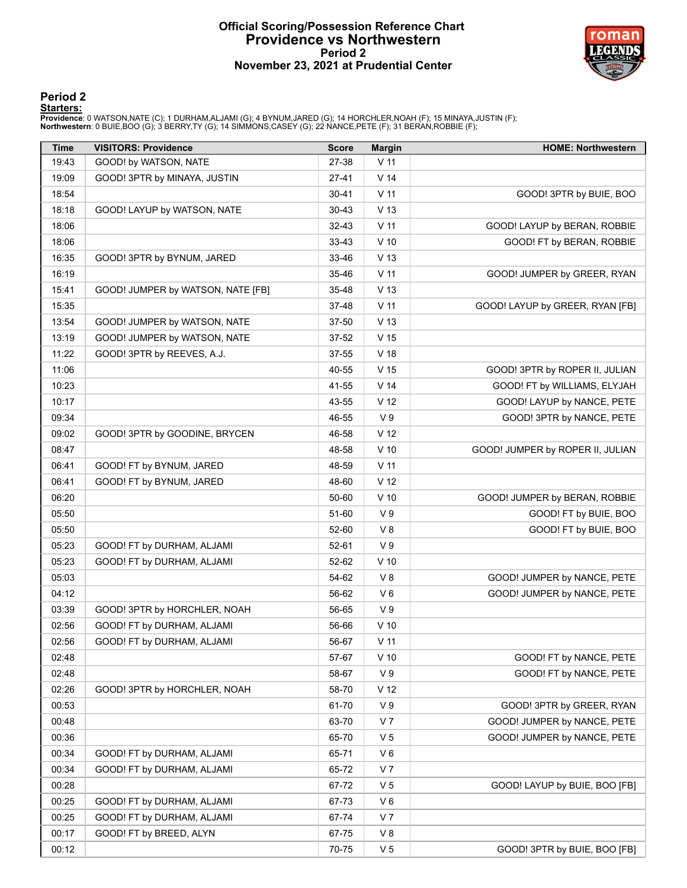# Official Scoring/Possession Reference Chart
## Providence vs Northwestern
### Period 2
### November 23, 2021 at Prudential Center

## Period 2

**Starters:**

**Providence**: 0 WATSON,NATE (C); 1 DURHAM,ALJAMI (G); 4 BYNUM,JARED (G); 14 HORCHLER,NOAH (F); 15 MINAYA,JUSTIN (F);
**Northwestern**: 0 BUIE,BOO (G); 3 BERRY,TY (G); 14 SIMMONS,CASEY (G); 22 NANCE,PETE (F); 31 BERAN,ROBBIE (F);

| Time | VISITORS: Providence | Score | Margin | HOME: Northwestern |
|---|---|---|---|---|
| 19:43 | GOOD! by WATSON, NATE | 27-38 | V 11 | |
| 19:09 | GOOD! 3PTR by MINAYA, JUSTIN | 27-41 | V 14 | |
| 18:54 | | 30-41 | V 11 | GOOD! 3PTR by BUIE, BOO |
| 18:18 | GOOD! LAYUP by WATSON, NATE | 30-43 | V 13 | |
| 18:06 | | 32-43 | V 11 | GOOD! LAYUP by BERAN, ROBBIE |
| 18:06 | | 33-43 | V 10 | GOOD! FT by BERAN, ROBBIE |
| 16:35 | GOOD! 3PTR by BYNUM, JARED | 33-46 | V 13 | |
| 16:19 | | 35-46 | V 11 | GOOD! JUMPER by GREER, RYAN |
| 15:41 | GOOD! JUMPER by WATSON, NATE [FB] | 35-48 | V 13 | |
| 15:35 | | 37-48 | V 11 | GOOD! LAYUP by GREER, RYAN [FB] |
| 13:54 | GOOD! JUMPER by WATSON, NATE | 37-50 | V 13 | |
| 13:19 | GOOD! JUMPER by WATSON, NATE | 37-52 | V 15 | |
| 11:22 | GOOD! 3PTR by REEVES, A.J. | 37-55 | V 18 | |
| 11:06 | | 40-55 | V 15 | GOOD! 3PTR by ROPER II, JULIAN |
| 10:23 | | 41-55 | V 14 | GOOD! FT by WILLIAMS, ELYJAH |
| 10:17 | | 43-55 | V 12 | GOOD! LAYUP by NANCE, PETE |
| 09:34 | | 46-55 | V 9 | GOOD! 3PTR by NANCE, PETE |
| 09:02 | GOOD! 3PTR by GOODINE, BRYCEN | 46-58 | V 12 | |
| 08:47 | | 48-58 | V 10 | GOOD! JUMPER by ROPER II, JULIAN |
| 06:41 | GOOD! FT by BYNUM, JARED | 48-59 | V 11 | |
| 06:41 | GOOD! FT by BYNUM, JARED | 48-60 | V 12 | |
| 06:20 | | 50-60 | V 10 | GOOD! JUMPER by BERAN, ROBBIE |
| 05:50 | | 51-60 | V 9 | GOOD! FT by BUIE, BOO |
| 05:50 | | 52-60 | V 8 | GOOD! FT by BUIE, BOO |
| 05:23 | GOOD! FT by DURHAM, ALJAMI | 52-61 | V 9 | |
| 05:23 | GOOD! FT by DURHAM, ALJAMI | 52-62 | V 10 | |
| 05:03 | | 54-62 | V 8 | GOOD! JUMPER by NANCE, PETE |
| 04:12 | | 56-62 | V 6 | GOOD! JUMPER by NANCE, PETE |
| 03:39 | GOOD! 3PTR by HORCHLER, NOAH | 56-65 | V 9 | |
| 02:56 | GOOD! FT by DURHAM, ALJAMI | 56-66 | V 10 | |
| 02:56 | GOOD! FT by DURHAM, ALJAMI | 56-67 | V 11 | |
| 02:48 | | 57-67 | V 10 | GOOD! FT by NANCE, PETE |
| 02:48 | | 58-67 | V 9 | GOOD! FT by NANCE, PETE |
| 02:26 | GOOD! 3PTR by HORCHLER, NOAH | 58-70 | V 12 | |
| 00:53 | | 61-70 | V 9 | GOOD! 3PTR by GREER, RYAN |
| 00:48 | | 63-70 | V 7 | GOOD! JUMPER by NANCE, PETE |
| 00:36 | | 65-70 | V 5 | GOOD! JUMPER by NANCE, PETE |
| 00:34 | GOOD! FT by DURHAM, ALJAMI | 65-71 | V 6 | |
| 00:34 | GOOD! FT by DURHAM, ALJAMI | 65-72 | V 7 | |
| 00:28 | | 67-72 | V 5 | GOOD! LAYUP by BUIE, BOO [FB] |
| 00:25 | GOOD! FT by DURHAM, ALJAMI | 67-73 | V 6 | |
| 00:25 | GOOD! FT by DURHAM, ALJAMI | 67-74 | V 7 | |
| 00:17 | GOOD! FT by BREED, ALYN | 67-75 | V 8 | |
| 00:12 | | 70-75 | V 5 | GOOD! 3PTR by BUIE, BOO [FB] |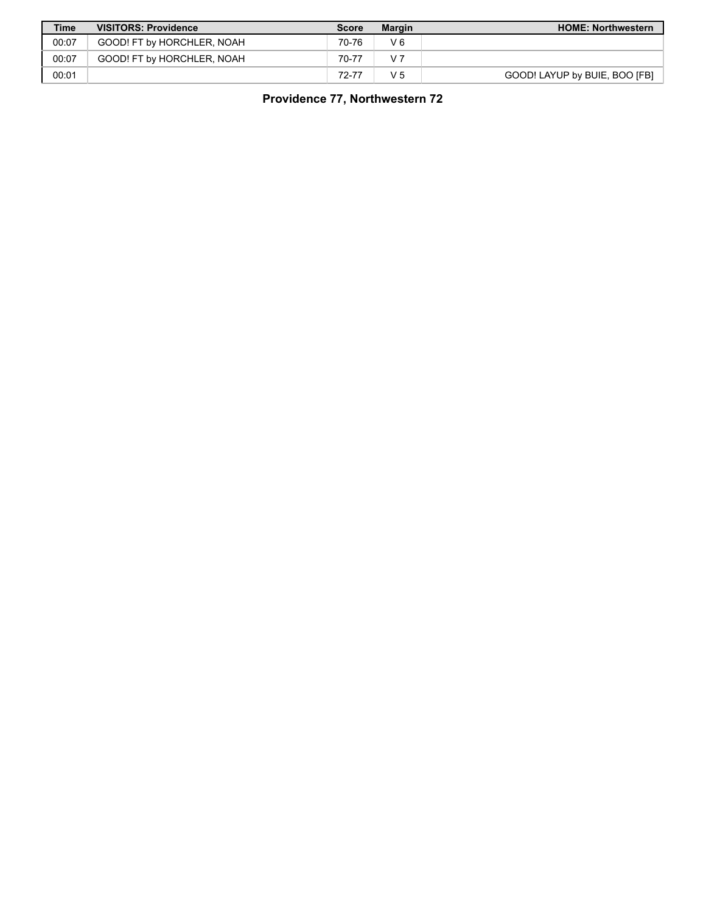| Time | VISITORS: Providence | Score | Margin | HOME: Northwestern |
|---|---|---|---|---|
| 00:07 | GOOD! FT by HORCHLER, NOAH | 70-76 | V 6 | |
| 00:07 | GOOD! FT by HORCHLER, NOAH | 70-77 | V 7 | |
| 00:01 | | 72-77 | V 5 | GOOD! LAYUP by BUIE, BOO [FB] |

**Providence 77, Northwestern 72**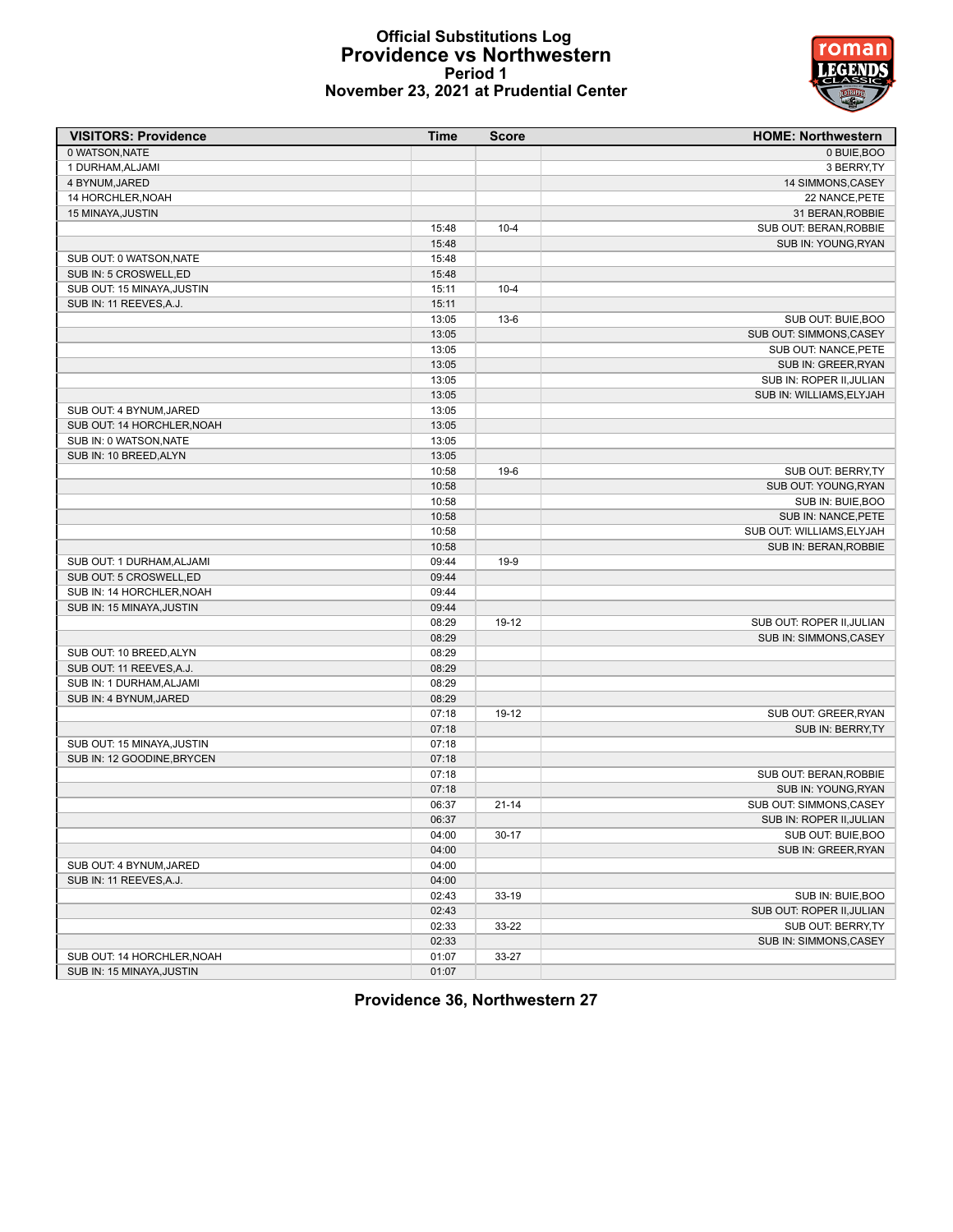# Official Substitutions Log
## Providence vs Northwestern
### Period 1
### November 23, 2021 at Prudential Center

| VISITORS: Providence | Time | Score | HOME: Northwestern |
|---|---|---|---|
| 0 WATSON,NATE | | | 0 BUIE,BOO |
| 1 DURHAM,ALJAMI | | | 3 BERRY,TY |
| 4 BYNUM,JARED | | | 14 SIMMONS,CASEY |
| 14 HORCHLER,NOAH | | | 22 NANCE,PETE |
| 15 MINAYA,JUSTIN | | | 31 BERAN,ROBBIE |
| | 15:48 | 10-4 | SUB OUT: BERAN,ROBBIE |
| | 15:48 | | SUB IN: YOUNG,RYAN |
| SUB OUT: 0 WATSON,NATE | 15:48 | | |
| SUB IN: 5 CROSWELL,ED | 15:48 | | |
| SUB OUT: 15 MINAYA,JUSTIN | 15:11 | 10-4 | |
| SUB IN: 11 REEVES,A.J. | 15:11 | | |
| | 13:05 | 13-6 | SUB OUT: BUIE,BOO |
| | 13:05 | | SUB OUT: SIMMONS,CASEY |
| | 13:05 | | SUB OUT: NANCE,PETE |
| | 13:05 | | SUB IN: GREER,RYAN |
| | 13:05 | | SUB IN: ROPER II,JULIAN |
| | 13:05 | | SUB IN: WILLIAMS,ELYJAH |
| SUB OUT: 4 BYNUM,JARED | 13:05 | | |
| SUB OUT: 14 HORCHLER,NOAH | 13:05 | | |
| SUB IN: 0 WATSON,NATE | 13:05 | | |
| SUB IN: 10 BREED,ALYN | 13:05 | | |
| | 10:58 | 19-6 | SUB OUT: BERRY,TY |
| | 10:58 | | SUB OUT: YOUNG,RYAN |
| | 10:58 | | SUB IN: BUIE,BOO |
| | 10:58 | | SUB IN: NANCE,PETE |
| | 10:58 | | SUB OUT: WILLIAMS,ELYJAH |
| | 10:58 | | SUB IN: BERAN,ROBBIE |
| SUB OUT: 1 DURHAM,ALJAMI | 09:44 | 19-9 | |
| SUB OUT: 5 CROSWELL,ED | 09:44 | | |
| SUB IN: 14 HORCHLER,NOAH | 09:44 | | |
| SUB IN: 15 MINAYA,JUSTIN | 09:44 | | |
| | 08:29 | 19-12 | SUB OUT: ROPER II,JULIAN |
| | 08:29 | | SUB IN: SIMMONS,CASEY |
| SUB OUT: 10 BREED,ALYN | 08:29 | | |
| SUB OUT: 11 REEVES,A.J. | 08:29 | | |
| SUB IN: 1 DURHAM,ALJAMI | 08:29 | | |
| SUB IN: 4 BYNUM,JARED | 08:29 | | |
| | 07:18 | 19-12 | SUB OUT: GREER,RYAN |
| | 07:18 | | SUB IN: BERRY,TY |
| SUB OUT: 15 MINAYA,JUSTIN | 07:18 | | |
| SUB IN: 12 GOODINE,BRYCEN | 07:18 | | |
| | 07:18 | | SUB OUT: BERAN,ROBBIE |
| | 07:18 | | SUB IN: YOUNG,RYAN |
| | 06:37 | 21-14 | SUB OUT: SIMMONS,CASEY |
| | 06:37 | | SUB IN: ROPER II,JULIAN |
| | 04:00 | 30-17 | SUB OUT: BUIE,BOO |
| | 04:00 | | SUB IN: GREER,RYAN |
| SUB OUT: 4 BYNUM,JARED | 04:00 | | |
| SUB IN: 11 REEVES,A.J. | 04:00 | | |
| | 02:43 | 33-19 | SUB IN: BUIE,BOO |
| | 02:43 | | SUB OUT: ROPER II,JULIAN |
| | 02:33 | 33-22 | SUB OUT: BERRY,TY |
| | 02:33 | | SUB IN: SIMMONS,CASEY |
| SUB OUT: 14 HORCHLER,NOAH | 01:07 | 33-27 | |
| SUB IN: 15 MINAYA,JUSTIN | 01:07 | | |

**Providence 36, Northwestern 27**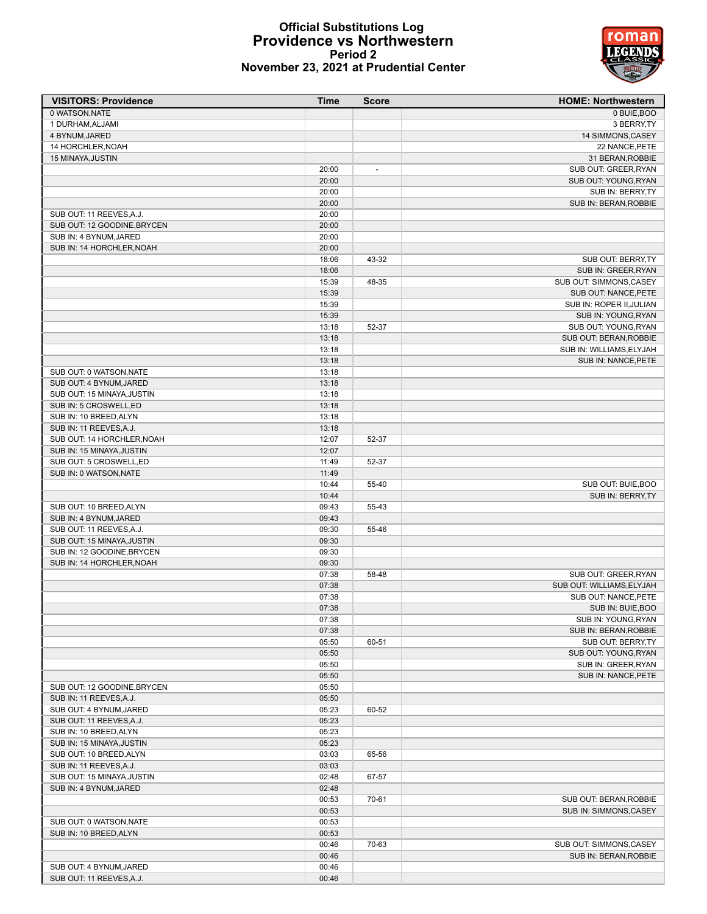# Official Substitutions Log
## Providence vs Northwestern
### Period 2
### November 23, 2021 at Prudential Center

| VISITORS: Providence | Time | Score | HOME: Northwestern |
|---|---|---|---|
| 0 WATSON,NATE | | | 0 BUIE,BOO |
| 1 DURHAM,ALJAMI | | | 3 BERRY,TY |
| 4 BYNUM,JARED | | | 14 SIMMONS,CASEY |
| 14 HORCHLER,NOAH | | | 22 NANCE,PETE |
| 15 MINAYA,JUSTIN | | | 31 BERAN,ROBBIE |
| | 20:00 | - | SUB OUT: GREER,RYAN |
| | 20:00 | | SUB OUT: YOUNG,RYAN |
| | 20:00 | | SUB IN: BERRY,TY |
| | 20:00 | | SUB IN: BERAN,ROBBIE |
| SUB OUT: 11 REEVES,A.J. | 20:00 | | |
| SUB OUT: 12 GOODINE,BRYCEN | 20:00 | | |
| SUB IN: 4 BYNUM,JARED | 20:00 | | |
| SUB IN: 14 HORCHLER,NOAH | 20:00 | | |
| | 18:06 | 43-32 | SUB OUT: BERRY,TY |
| | 18:06 | | SUB IN: GREER,RYAN |
| | 15:39 | 48-35 | SUB OUT: SIMMONS,CASEY |
| | 15:39 | | SUB OUT: NANCE,PETE |
| | 15:39 | | SUB IN: ROPER II,JULIAN |
| | 15:39 | | SUB IN: YOUNG,RYAN |
| | 13:18 | 52-37 | SUB OUT: YOUNG,RYAN |
| | 13:18 | | SUB OUT: BERAN,ROBBIE |
| | 13:18 | | SUB IN: WILLIAMS,ELYJAH |
| | 13:18 | | SUB IN: NANCE,PETE |
| SUB OUT: 0 WATSON,NATE | 13:18 | | |
| SUB OUT: 4 BYNUM,JARED | 13:18 | | |
| SUB OUT: 15 MINAYA,JUSTIN | 13:18 | | |
| SUB IN: 5 CROSWELL,ED | 13:18 | | |
| SUB IN: 10 BREED,ALYN | 13:18 | | |
| SUB IN: 11 REEVES,A.J. | 13:18 | | |
| SUB OUT: 14 HORCHLER,NOAH | 12:07 | 52-37 | |
| SUB IN: 15 MINAYA,JUSTIN | 12:07 | | |
| SUB OUT: 5 CROSWELL,ED | 11:49 | 52-37 | |
| SUB IN: 0 WATSON,NATE | 11:49 | | |
| | 10:44 | 55-40 | SUB OUT: BUIE,BOO |
| | 10:44 | | SUB IN: BERRY,TY |
| SUB OUT: 10 BREED,ALYN | 09:43 | 55-43 | |
| SUB IN: 4 BYNUM,JARED | 09:43 | | |
| SUB OUT: 11 REEVES,A.J. | 09:30 | 55-46 | |
| SUB OUT: 15 MINAYA,JUSTIN | 09:30 | | |
| SUB IN: 12 GOODINE,BRYCEN | 09:30 | | |
| SUB IN: 14 HORCHLER,NOAH | 09:30 | | |
| | 07:38 | 58-48 | SUB OUT: GREER,RYAN |
| | 07:38 | | SUB OUT: WILLIAMS,ELYJAH |
| | 07:38 | | SUB OUT: NANCE,PETE |
| | 07:38 | | SUB IN: BUIE,BOO |
| | 07:38 | | SUB IN: YOUNG,RYAN |
| | 07:38 | | SUB IN: BERAN,ROBBIE |
| | 05:50 | 60-51 | SUB OUT: BERRY,TY |
| | 05:50 | | SUB OUT: YOUNG,RYAN |
| | 05:50 | | SUB IN: GREER,RYAN |
| | 05:50 | | SUB IN: NANCE,PETE |
| SUB OUT: 12 GOODINE,BRYCEN | 05:50 | | |
| SUB IN: 11 REEVES,A.J. | 05:50 | | |
| SUB OUT: 4 BYNUM,JARED | 05:23 | 60-52 | |
| SUB OUT: 11 REEVES,A.J. | 05:23 | | |
| SUB IN: 10 BREED,ALYN | 05:23 | | |
| SUB IN: 15 MINAYA,JUSTIN | 05:23 | | |
| SUB OUT: 10 BREED,ALYN | 03:03 | 65-56 | |
| SUB IN: 11 REEVES,A.J. | 03:03 | | |
| SUB OUT: 15 MINAYA,JUSTIN | 02:48 | 67-57 | |
| SUB IN: 4 BYNUM,JARED | 02:48 | | |
| | 00:53 | 70-61 | SUB OUT: BERAN,ROBBIE |
| | 00:53 | | SUB IN: SIMMONS,CASEY |
| SUB OUT: 0 WATSON,NATE | 00:53 | | |
| SUB IN: 10 BREED,ALYN | 00:53 | | |
| | 00:46 | 70-63 | SUB OUT: SIMMONS,CASEY |
| | 00:46 | | SUB IN: BERAN,ROBBIE |
| SUB OUT: 4 BYNUM,JARED | 00:46 | | |
| SUB OUT: 11 REEVES,A.J. | 00:46 | | |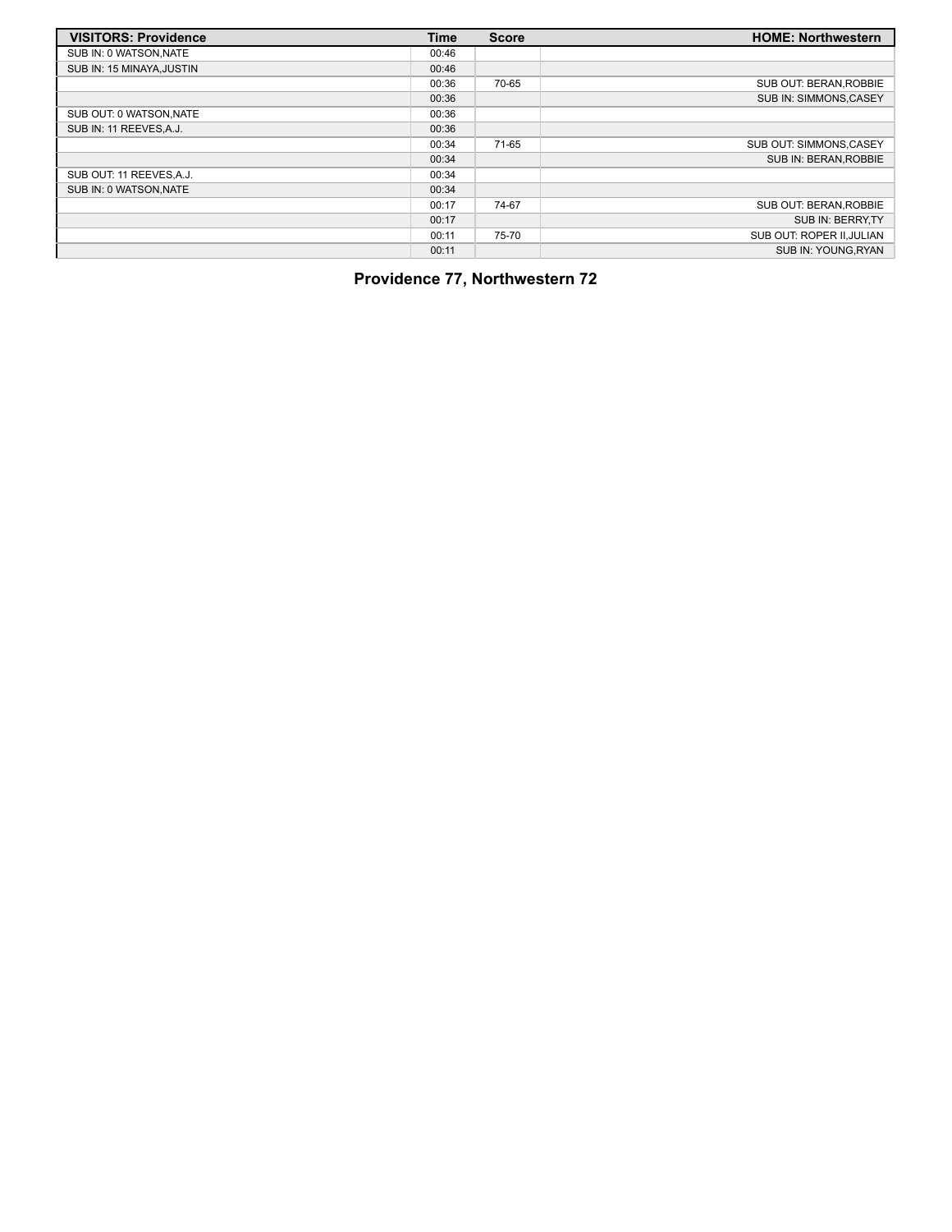| VISITORS: Providence | Time | Score | HOME: Northwestern |
|---|---|---|---|
| SUB IN: 0 WATSON,NATE | 00:46 | | |
| SUB IN: 15 MINAYA,JUSTIN | 00:46 | | |
| | 00:36 | 70-65 | SUB OUT: BERAN,ROBBIE |
| | 00:36 | | SUB IN: SIMMONS,CASEY |
| SUB OUT: 0 WATSON,NATE | 00:36 | | |
| SUB IN: 11 REEVES,A.J. | 00:36 | | |
| | 00:34 | 71-65 | SUB OUT: SIMMONS,CASEY |
| | 00:34 | | SUB IN: BERAN,ROBBIE |
| SUB OUT: 11 REEVES,A.J. | 00:34 | | |
| SUB IN: 0 WATSON,NATE | 00:34 | | |
| | 00:17 | 74-67 | SUB OUT: BERAN,ROBBIE |
| | 00:17 | | SUB IN: BERRY,TY |
| | 00:11 | 75-70 | SUB OUT: ROPER II,JULIAN |
| | 00:11 | | SUB IN: YOUNG,RYAN |

**Providence 77, Northwestern 72**